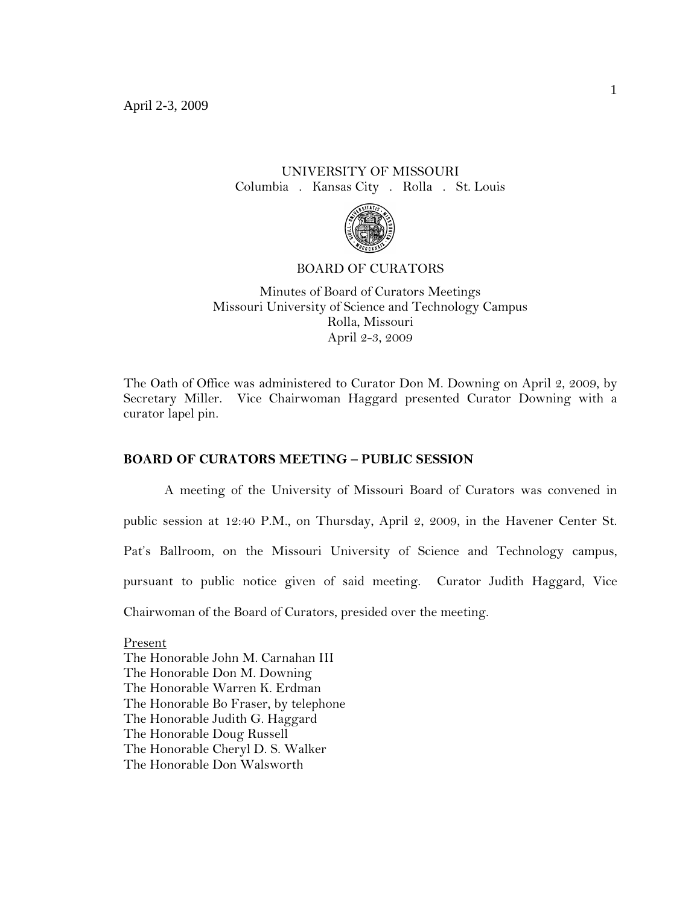April 2-3, 2009

UNIVERSITY OF MISSOURI
Columbia . Kansas City . Rolla . St. Louis

BOARD OF CURATORS

Minutes of Board of Curators Meetings
Missouri University of Science and Technology Campus
Rolla, Missouri
April 2-3, 2009

The Oath of Office was administered to Curator Don M. Downing on April 2, 2009, by Secretary Miller. Vice Chairwoman Haggard presented Curator Downing with a curator lapel pin.

## BOARD OF CURATORS MEETING – PUBLIC SESSION

A meeting of the University of Missouri Board of Curators was convened in public session at 12:40 P.M., on Thursday, April 2, 2009, in the Havener Center St. Pat's Ballroom, on the Missouri University of Science and Technology campus, pursuant to public notice given of said meeting. Curator Judith Haggard, Vice Chairwoman of the Board of Curators, presided over the meeting.

Present
The Honorable John M. Carnahan III
The Honorable Don M. Downing
The Honorable Warren K. Erdman
The Honorable Bo Fraser, by telephone
The Honorable Judith G. Haggard
The Honorable Doug Russell
The Honorable Cheryl D. S. Walker
The Honorable Don Walsworth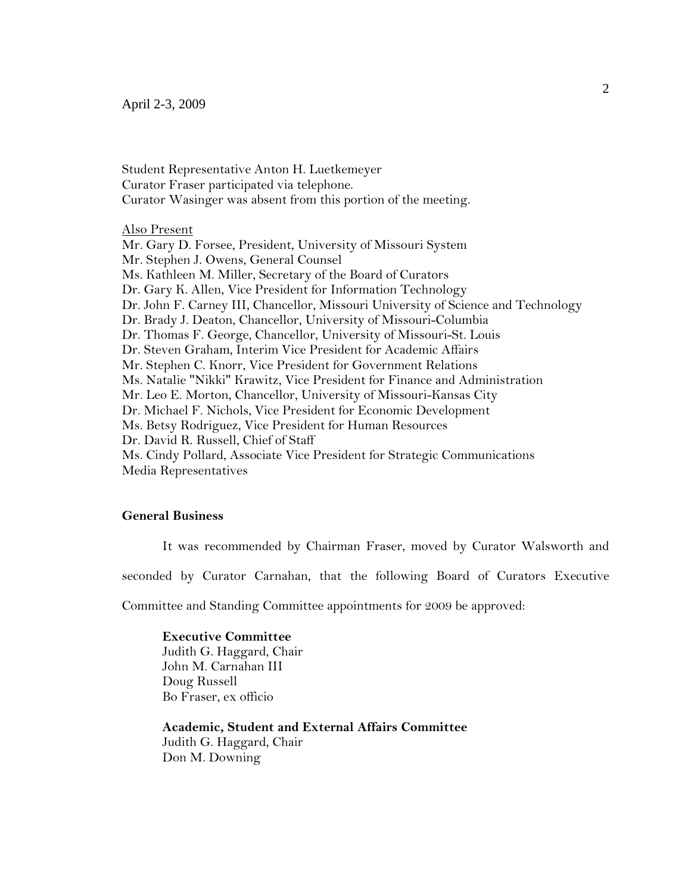Student Representative Anton H. Luetkemeyer
Curator Fraser participated via telephone.
Curator Wasinger was absent from this portion of the meeting.

Also Present
Mr. Gary D. Forsee, President, University of Missouri System
Mr. Stephen J. Owens, General Counsel
Ms. Kathleen M. Miller, Secretary of the Board of Curators
Dr. Gary K. Allen, Vice President for Information Technology
Dr. John F. Carney III, Chancellor, Missouri University of Science and Technology
Dr. Brady J. Deaton, Chancellor, University of Missouri-Columbia
Dr. Thomas F. George, Chancellor, University of Missouri-St. Louis
Dr. Steven Graham, Interim Vice President for Academic Affairs
Mr. Stephen C. Knorr, Vice President for Government Relations
Ms. Natalie "Nikki" Krawitz, Vice President for Finance and Administration
Mr. Leo E. Morton, Chancellor, University of Missouri-Kansas City
Dr. Michael F. Nichols, Vice President for Economic Development
Ms. Betsy Rodriguez, Vice President for Human Resources
Dr. David R. Russell, Chief of Staff
Ms. Cindy Pollard, Associate Vice President for Strategic Communications
Media Representatives

**General Business**

It was recommended by Chairman Fraser, moved by Curator Walsworth and seconded by Curator Carnahan, that the following Board of Curators Executive Committee and Standing Committee appointments for 2009 be approved:

**Executive Committee**
Judith G. Haggard, Chair
John M. Carnahan III
Doug Russell
Bo Fraser, ex officio

**Academic, Student and External Affairs Committee**
Judith G. Haggard, Chair
Don M. Downing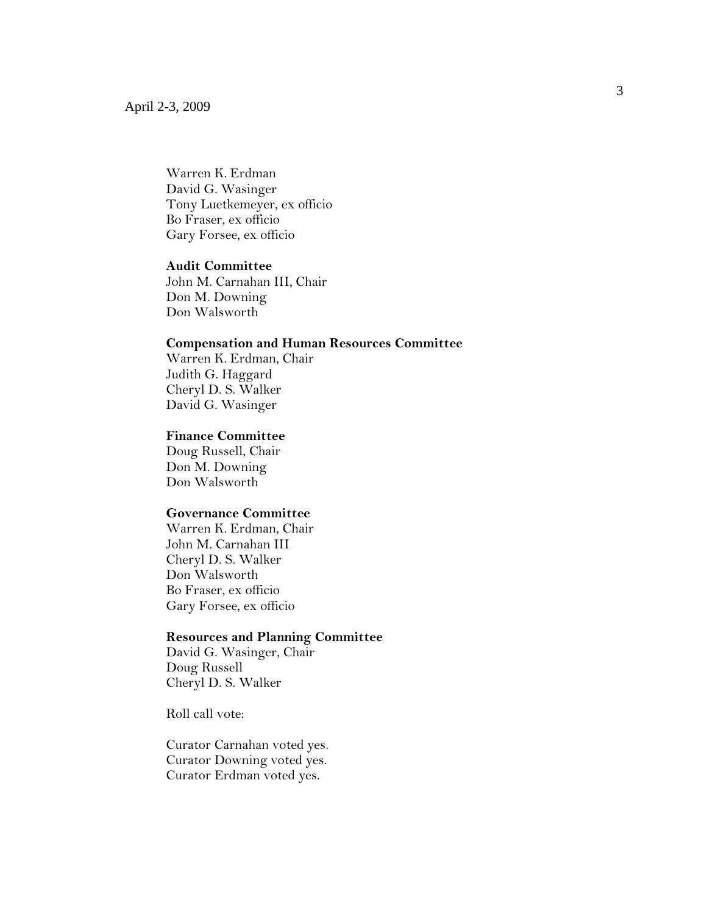Warren K. Erdman
David G. Wasinger
Tony Luetkemeyer, ex officio
Bo Fraser, ex officio
Gary Forsee, ex officio

**Audit Committee**
John M. Carnahan III, Chair
Don M. Downing
Don Walsworth

**Compensation and Human Resources Committee**
Warren K. Erdman, Chair
Judith G. Haggard
Cheryl D. S. Walker
David G. Wasinger

**Finance Committee**
Doug Russell, Chair
Don M. Downing
Don Walsworth

**Governance Committee**
Warren K. Erdman, Chair
John M. Carnahan III
Cheryl D. S. Walker
Don Walsworth
Bo Fraser, ex officio
Gary Forsee, ex officio

**Resources and Planning Committee**
David G. Wasinger, Chair
Doug Russell
Cheryl D. S. Walker

Roll call vote:

Curator Carnahan voted yes.
Curator Downing voted yes.
Curator Erdman voted yes.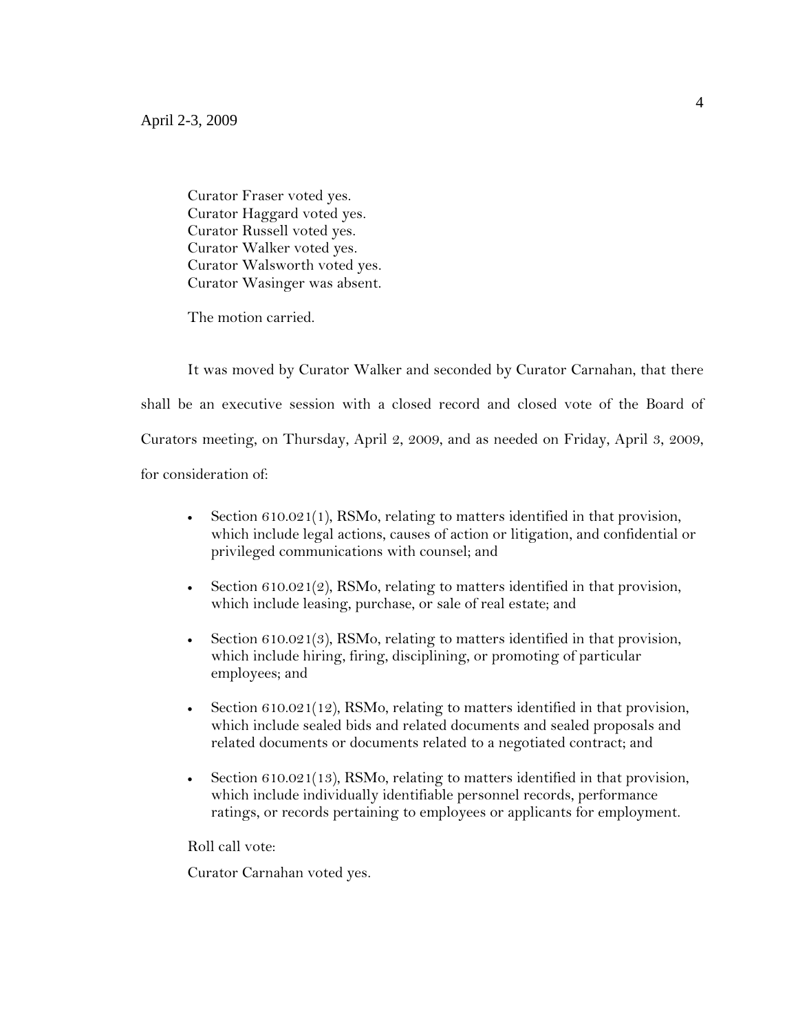Curator Fraser voted yes.
Curator Haggard voted yes.
Curator Russell voted yes.
Curator Walker voted yes.
Curator Walsworth voted yes.
Curator Wasinger was absent.

The motion carried.

It was moved by Curator Walker and seconded by Curator Carnahan, that there shall be an executive session with a closed record and closed vote of the Board of Curators meeting, on Thursday, April 2, 2009, and as needed on Friday, April 3, 2009, for consideration of:

- Section 610.021(1), RSMo, relating to matters identified in that provision, which include legal actions, causes of action or litigation, and confidential or privileged communications with counsel; and
- Section 610.021(2), RSMo, relating to matters identified in that provision, which include leasing, purchase, or sale of real estate; and
- Section 610.021(3), RSMo, relating to matters identified in that provision, which include hiring, firing, disciplining, or promoting of particular employees; and
- Section 610.021(12), RSMo, relating to matters identified in that provision, which include sealed bids and related documents and sealed proposals and related documents or documents related to a negotiated contract; and
- Section 610.021(13), RSMo, relating to matters identified in that provision, which include individually identifiable personnel records, performance ratings, or records pertaining to employees or applicants for employment.

Roll call vote:

Curator Carnahan voted yes.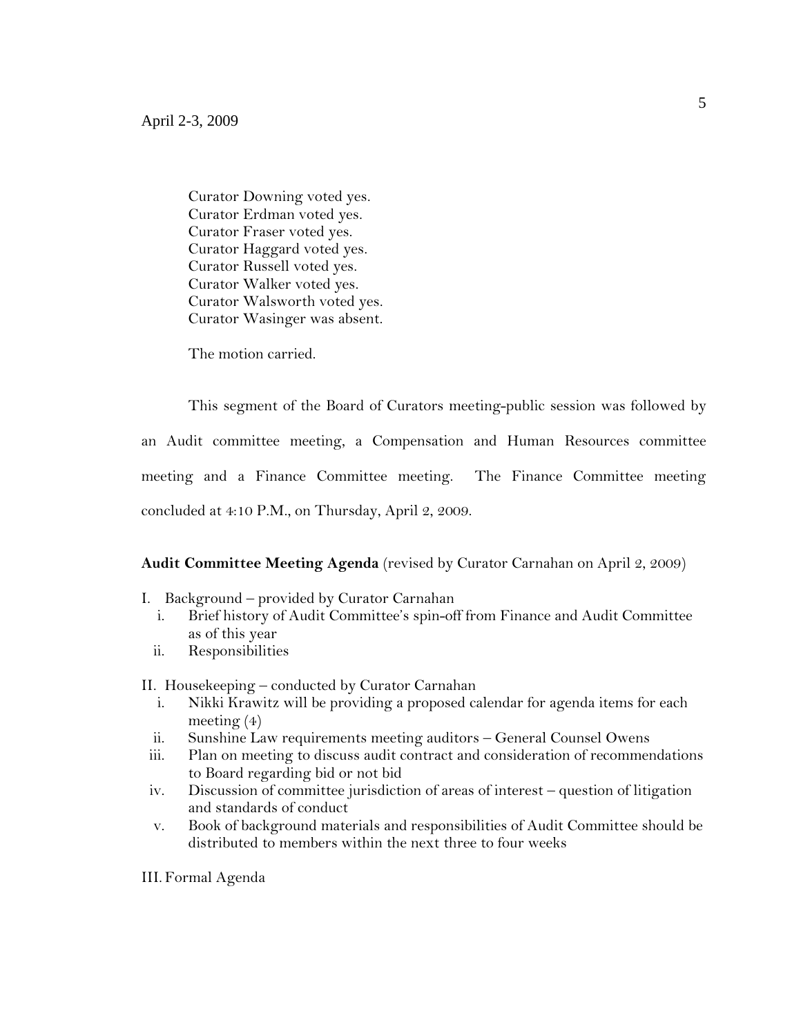Curator Downing voted yes.
Curator Erdman voted yes.
Curator Fraser voted yes.
Curator Haggard voted yes.
Curator Russell voted yes.
Curator Walker voted yes.
Curator Walsworth voted yes.
Curator Wasinger was absent.

The motion carried.

This segment of the Board of Curators meeting-public session was followed by an Audit committee meeting, a Compensation and Human Resources committee meeting and a Finance Committee meeting. The Finance Committee meeting concluded at 4:10 P.M., on Thursday, April 2, 2009.

**Audit Committee Meeting Agenda** (revised by Curator Carnahan on April 2, 2009)

I. Background – provided by Curator Carnahan
   i. Brief history of Audit Committee's spin-off from Finance and Audit Committee as of this year
   ii. Responsibilities

II. Housekeeping – conducted by Curator Carnahan
   i. Nikki Krawitz will be providing a proposed calendar for agenda items for each meeting (4)
   ii. Sunshine Law requirements meeting auditors – General Counsel Owens
   iii. Plan on meeting to discuss audit contract and consideration of recommendations to Board regarding bid or not bid
   iv. Discussion of committee jurisdiction of areas of interest – question of litigation and standards of conduct
   v. Book of background materials and responsibilities of Audit Committee should be distributed to members within the next three to four weeks

III. Formal Agenda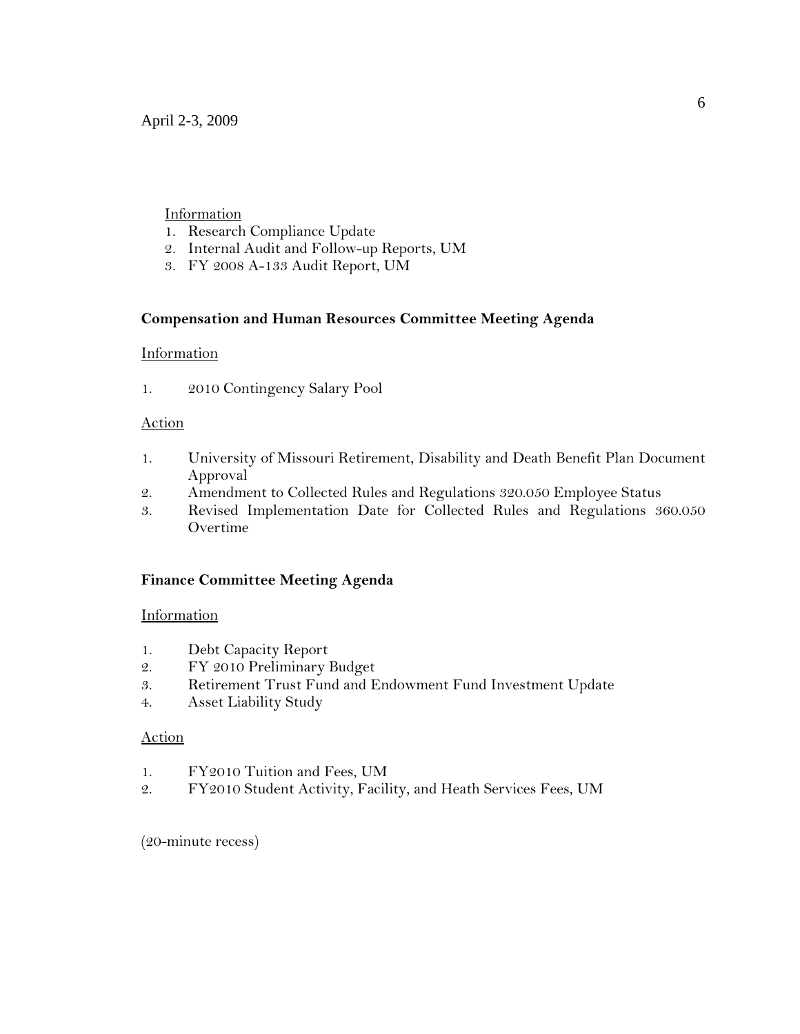April 2-3, 2009

Information

1. Research Compliance Update
2. Internal Audit and Follow-up Reports, UM
3. FY 2008 A-133 Audit Report, UM

**Compensation and Human Resources Committee Meeting Agenda**

Information

1. 2010 Contingency Salary Pool

Action

1. University of Missouri Retirement, Disability and Death Benefit Plan Document Approval
2. Amendment to Collected Rules and Regulations 320.050 Employee Status
3. Revised Implementation Date for Collected Rules and Regulations 360.050 Overtime

**Finance Committee Meeting Agenda**

Information

1. Debt Capacity Report
2. FY 2010 Preliminary Budget
3. Retirement Trust Fund and Endowment Fund Investment Update
4. Asset Liability Study

Action

1. FY2010 Tuition and Fees, UM
2. FY2010 Student Activity, Facility, and Heath Services Fees, UM

(20-minute recess)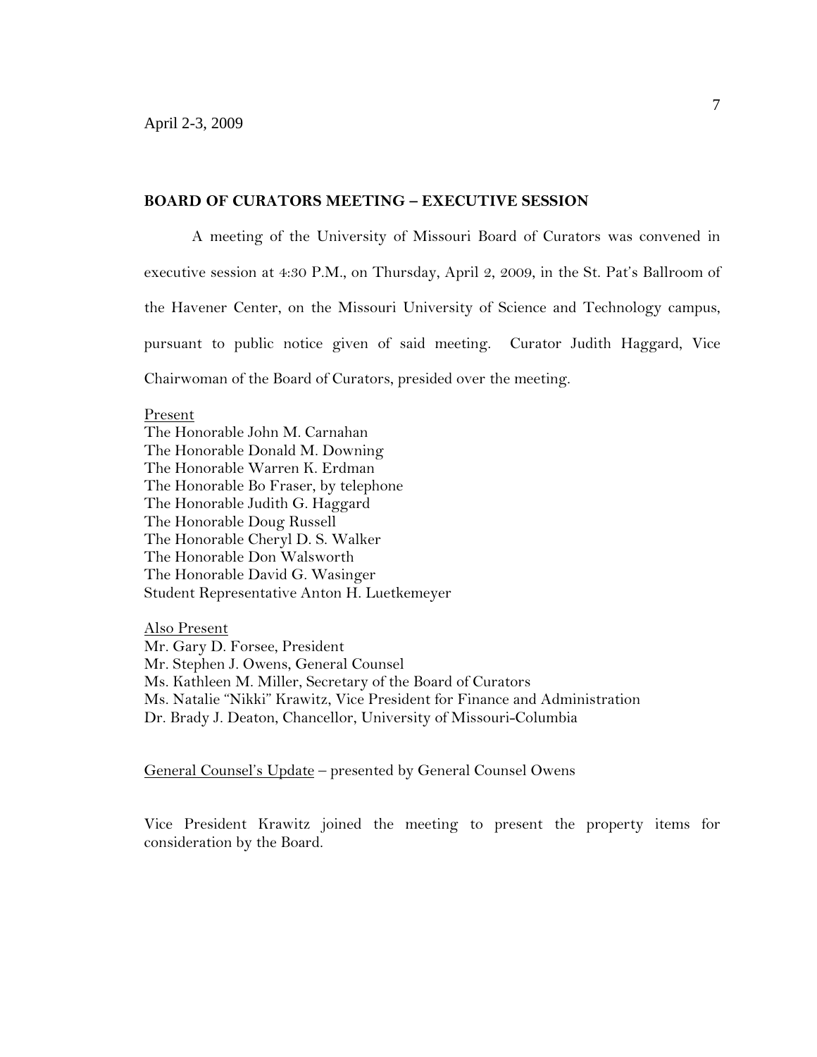April 2-3, 2009

**BOARD OF CURATORS MEETING – EXECUTIVE SESSION**

A meeting of the University of Missouri Board of Curators was convened in executive session at 4:30 P.M., on Thursday, April 2, 2009, in the St. Pat's Ballroom of the Havener Center, on the Missouri University of Science and Technology campus, pursuant to public notice given of said meeting. Curator Judith Haggard, Vice Chairwoman of the Board of Curators, presided over the meeting.

Present
The Honorable John M. Carnahan
The Honorable Donald M. Downing
The Honorable Warren K. Erdman
The Honorable Bo Fraser, by telephone
The Honorable Judith G. Haggard
The Honorable Doug Russell
The Honorable Cheryl D. S. Walker
The Honorable Don Walsworth
The Honorable David G. Wasinger
Student Representative Anton H. Luetkemeyer

Also Present
Mr. Gary D. Forsee, President
Mr. Stephen J. Owens, General Counsel
Ms. Kathleen M. Miller, Secretary of the Board of Curators
Ms. Natalie "Nikki" Krawitz, Vice President for Finance and Administration
Dr. Brady J. Deaton, Chancellor, University of Missouri-Columbia

General Counsel's Update – presented by General Counsel Owens

Vice President Krawitz joined the meeting to present the property items for consideration by the Board.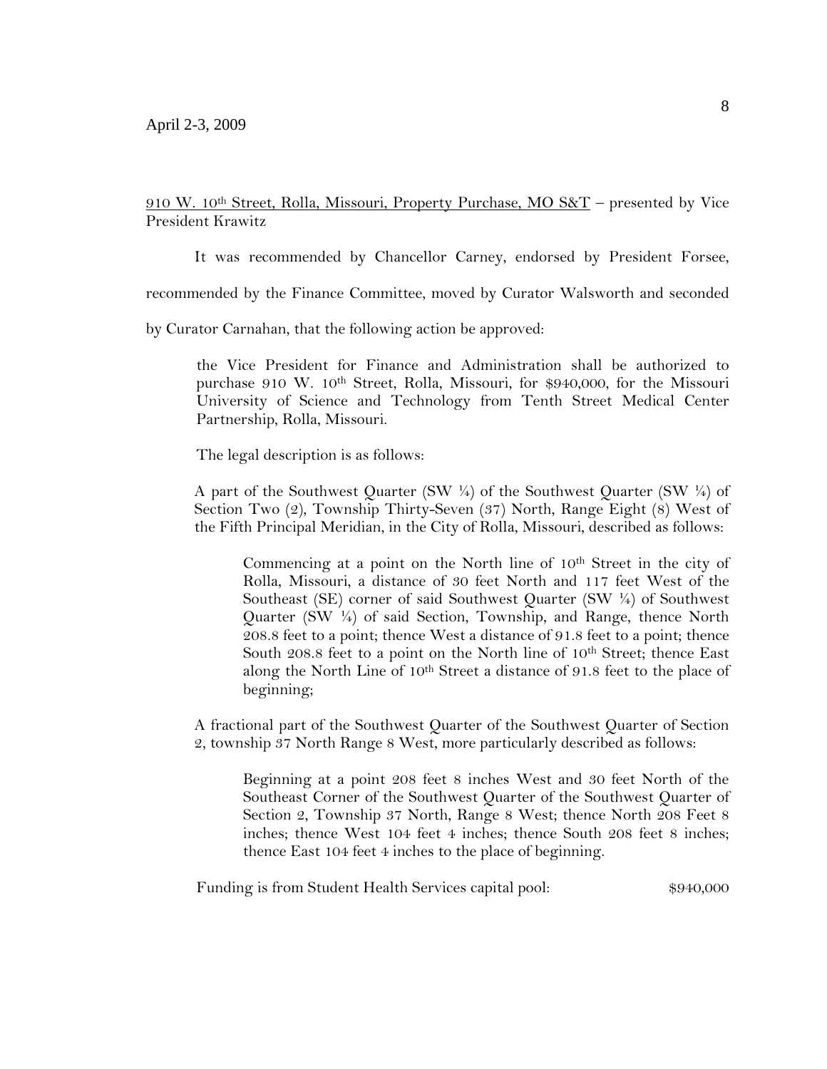April 2-3, 2009

910 W. 10th Street, Rolla, Missouri, Property Purchase, MO S&T – presented by Vice President Krawitz

It was recommended by Chancellor Carney, endorsed by President Forsee, recommended by the Finance Committee, moved by Curator Walsworth and seconded by Curator Carnahan, that the following action be approved:

> the Vice President for Finance and Administration shall be authorized to purchase 910 W. 10th Street, Rolla, Missouri, for $940,000, for the Missouri University of Science and Technology from Tenth Street Medical Center Partnership, Rolla, Missouri.
>
> The legal description is as follows:
>
> A part of the Southwest Quarter (SW ¼) of the Southwest Quarter (SW ¼) of Section Two (2), Township Thirty-Seven (37) North, Range Eight (8) West of the Fifth Principal Meridian, in the City of Rolla, Missouri, described as follows:
>
> > Commencing at a point on the North line of 10th Street in the city of Rolla, Missouri, a distance of 30 feet North and 117 feet West of the Southeast (SE) corner of said Southwest Quarter (SW ¼) of Southwest Quarter (SW ¼) of said Section, Township, and Range, thence North 208.8 feet to a point; thence West a distance of 91.8 feet to a point; thence South 208.8 feet to a point on the North line of 10th Street; thence East along the North Line of 10th Street a distance of 91.8 feet to the place of beginning;
>
> A fractional part of the Southwest Quarter of the Southwest Quarter of Section 2, township 37 North Range 8 West, more particularly described as follows:
>
> > Beginning at a point 208 feet 8 inches West and 30 feet North of the Southeast Corner of the Southwest Quarter of the Southwest Quarter of Section 2, Township 37 North, Range 8 West; thence North 208 Feet 8 inches; thence West 104 feet 4 inches; thence South 208 feet 8 inches; thence East 104 feet 4 inches to the place of beginning.
>
> Funding is from Student Health Services capital pool: $940,000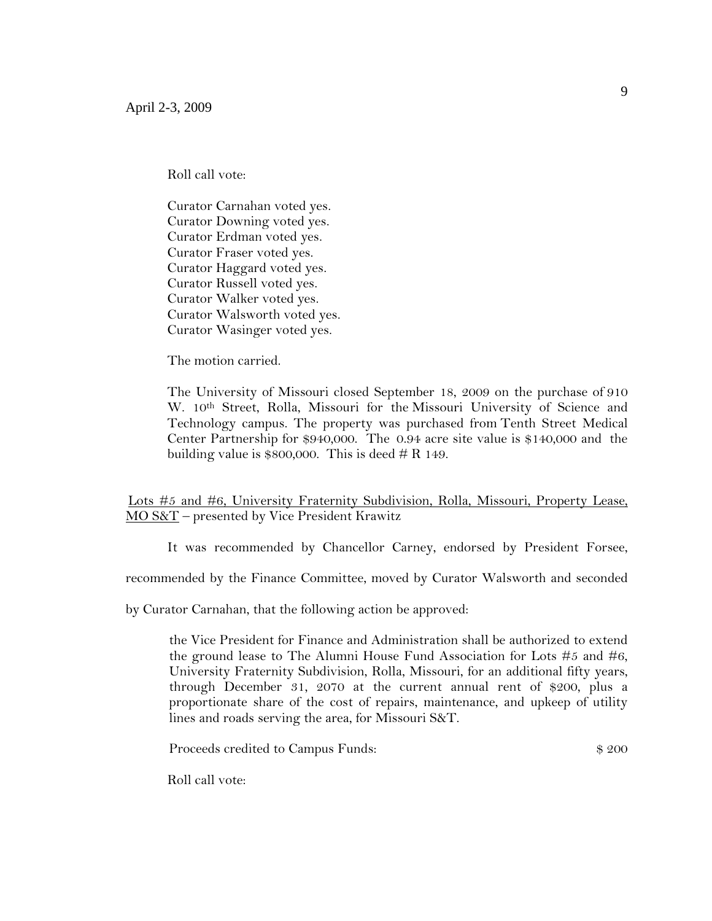Roll call vote:

Curator Carnahan voted yes.
Curator Downing voted yes.
Curator Erdman voted yes.
Curator Fraser voted yes.
Curator Haggard voted yes.
Curator Russell voted yes.
Curator Walker voted yes.
Curator Walsworth voted yes.
Curator Wasinger voted yes.

The motion carried.

The University of Missouri closed September 18, 2009 on the purchase of 910 W. 10th Street, Rolla, Missouri for the Missouri University of Science and Technology campus. The property was purchased from Tenth Street Medical Center Partnership for $940,000. The 0.94 acre site value is $140,000 and the building value is $800,000. This is deed # R 149.

Lots #5 and #6, University Fraternity Subdivision, Rolla, Missouri, Property Lease, MO S&T – presented by Vice President Krawitz

It was recommended by Chancellor Carney, endorsed by President Forsee, recommended by the Finance Committee, moved by Curator Walsworth and seconded by Curator Carnahan, that the following action be approved:

> the Vice President for Finance and Administration shall be authorized to extend the ground lease to The Alumni House Fund Association for Lots #5 and #6, University Fraternity Subdivision, Rolla, Missouri, for an additional fifty years, through December 31, 2070 at the current annual rent of $200, plus a proportionate share of the cost of repairs, maintenance, and upkeep of utility lines and roads serving the area, for Missouri S&T.
>
> Proceeds credited to Campus Funds: $ 200

Roll call vote: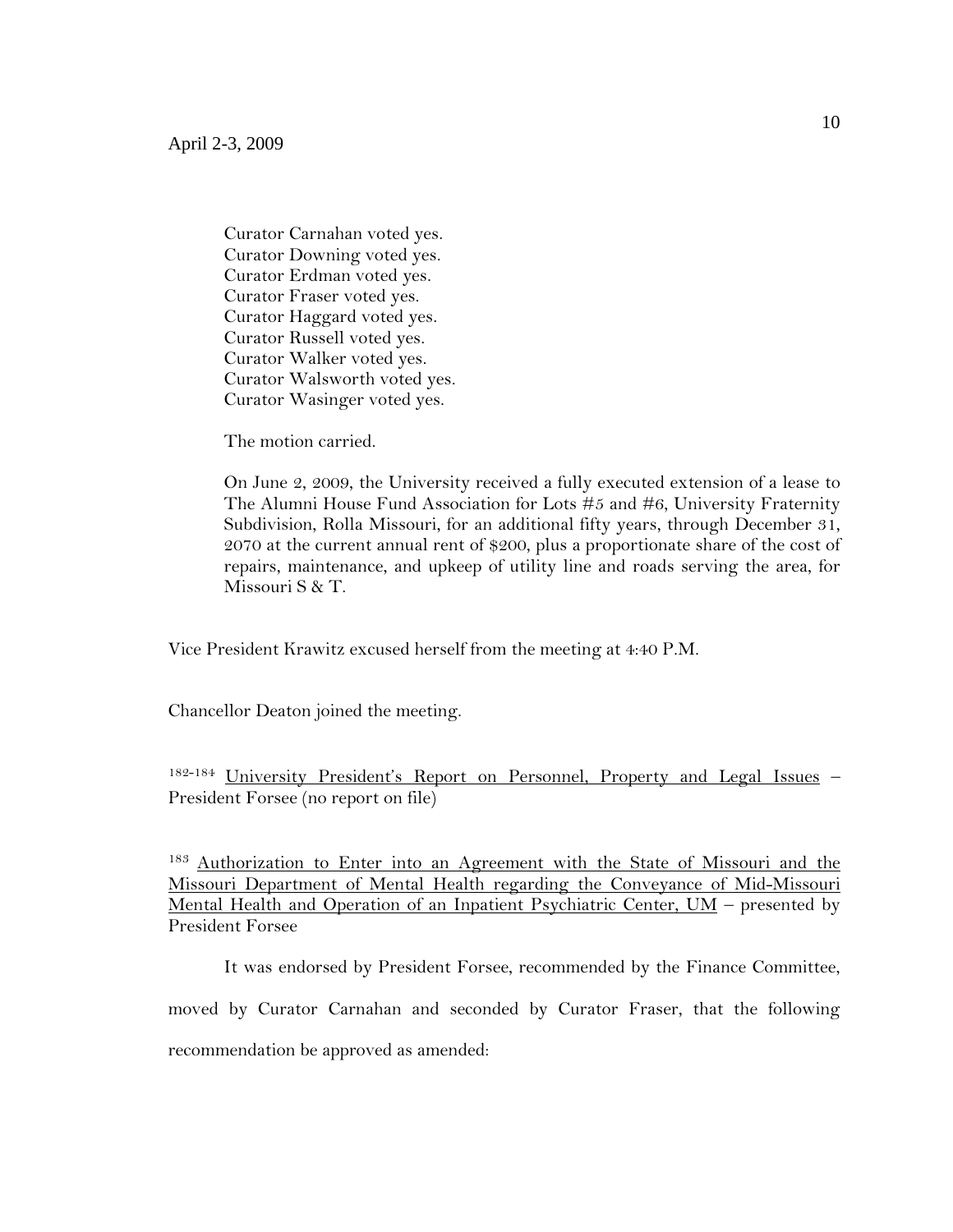Curator Carnahan voted yes.
Curator Downing voted yes.
Curator Erdman voted yes.
Curator Fraser voted yes.
Curator Haggard voted yes.
Curator Russell voted yes.
Curator Walker voted yes.
Curator Walsworth voted yes.
Curator Wasinger voted yes.

The motion carried.

On June 2, 2009, the University received a fully executed extension of a lease to The Alumni House Fund Association for Lots #5 and #6, University Fraternity Subdivision, Rolla Missouri, for an additional fifty years, through December 31, 2070 at the current annual rent of $200, plus a proportionate share of the cost of repairs, maintenance, and upkeep of utility line and roads serving the area, for Missouri S & T.

Vice President Krawitz excused herself from the meeting at 4:40 P.M.

Chancellor Deaton joined the meeting.

[182-184] <u>University President's Report on Personnel, Property and Legal Issues</u> – President Forsee (no report on file)

[183] <u>Authorization to Enter into an Agreement with the State of Missouri and the Missouri Department of Mental Health regarding the Conveyance of Mid-Missouri Mental Health and Operation of an Inpatient Psychiatric Center, UM</u> – presented by President Forsee

It was endorsed by President Forsee, recommended by the Finance Committee, moved by Curator Carnahan and seconded by Curator Fraser, that the following recommendation be approved as amended: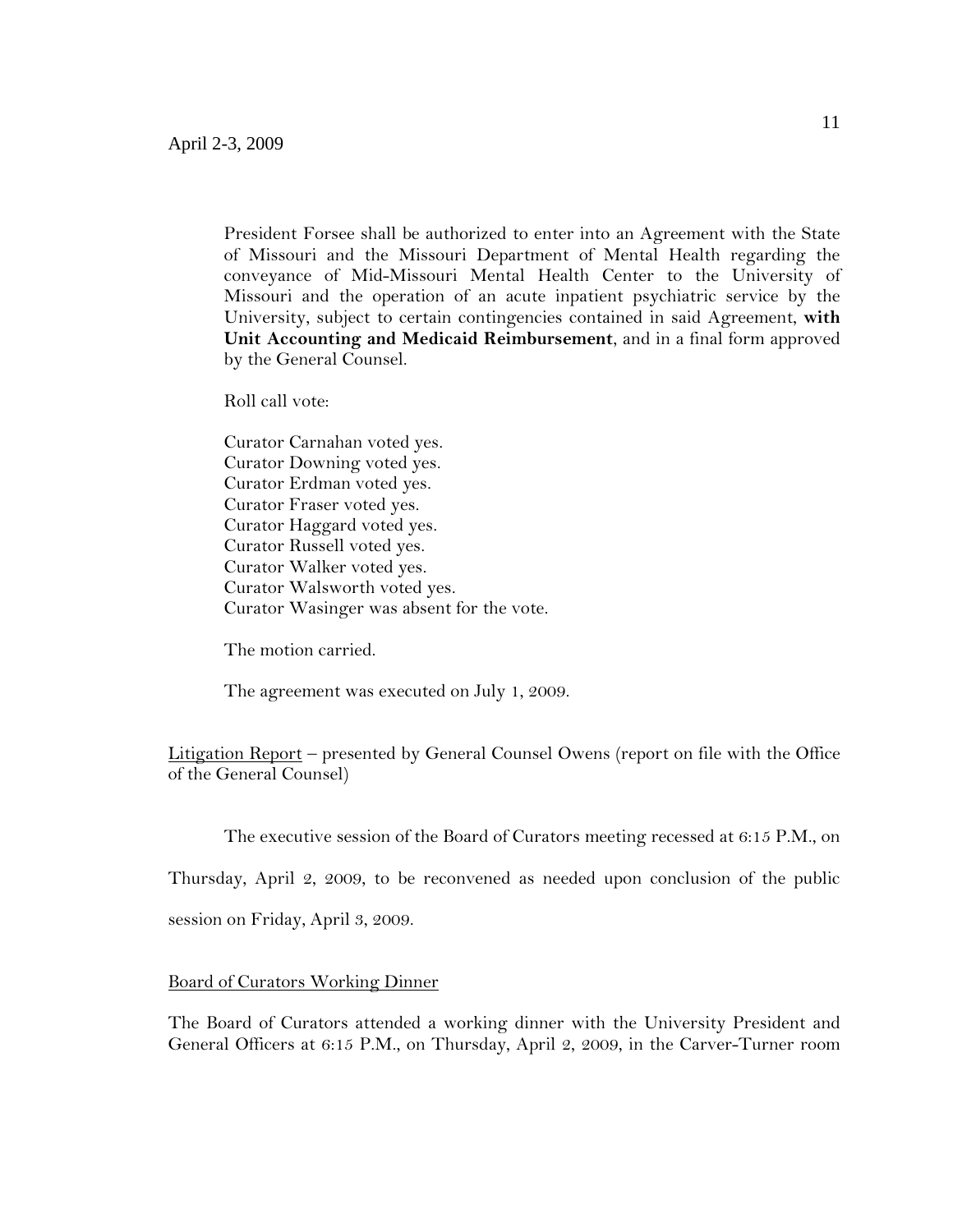President Forsee shall be authorized to enter into an Agreement with the State of Missouri and the Missouri Department of Mental Health regarding the conveyance of Mid-Missouri Mental Health Center to the University of Missouri and the operation of an acute inpatient psychiatric service by the University, subject to certain contingencies contained in said Agreement, **with Unit Accounting and Medicaid Reimbursement**, and in a final form approved by the General Counsel.

Roll call vote:

Curator Carnahan voted yes.
Curator Downing voted yes.
Curator Erdman voted yes.
Curator Fraser voted yes.
Curator Haggard voted yes.
Curator Russell voted yes.
Curator Walker voted yes.
Curator Walsworth voted yes.
Curator Wasinger was absent for the vote.

The motion carried.

The agreement was executed on July 1, 2009.

Litigation Report – presented by General Counsel Owens (report on file with the Office of the General Counsel)

The executive session of the Board of Curators meeting recessed at 6:15 P.M., on Thursday, April 2, 2009, to be reconvened as needed upon conclusion of the public session on Friday, April 3, 2009.

Board of Curators Working Dinner

The Board of Curators attended a working dinner with the University President and General Officers at 6:15 P.M., on Thursday, April 2, 2009, in the Carver-Turner room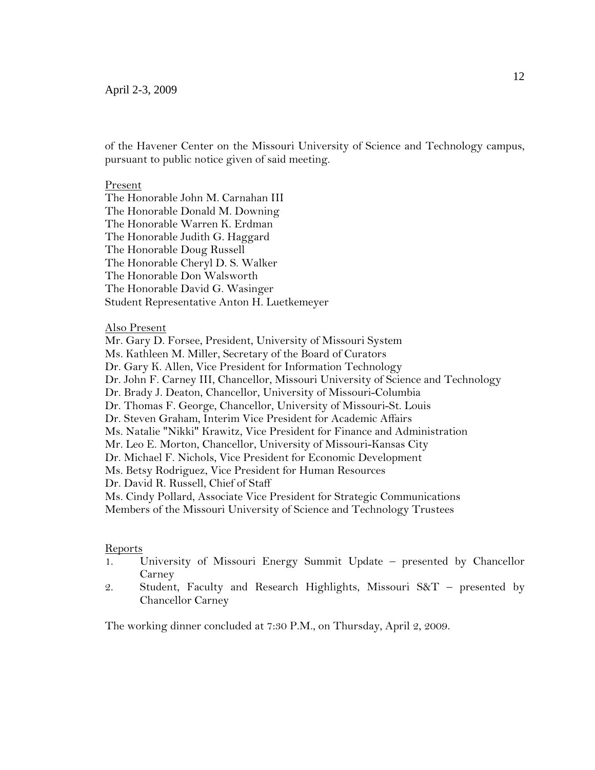of the Havener Center on the Missouri University of Science and Technology campus, pursuant to public notice given of said meeting.

Present

The Honorable John M. Carnahan III
The Honorable Donald M. Downing
The Honorable Warren K. Erdman
The Honorable Judith G. Haggard
The Honorable Doug Russell
The Honorable Cheryl D. S. Walker
The Honorable Don Walsworth
The Honorable David G. Wasinger
Student Representative Anton H. Luetkemeyer

Also Present

Mr. Gary D. Forsee, President, University of Missouri System
Ms. Kathleen M. Miller, Secretary of the Board of Curators
Dr. Gary K. Allen, Vice President for Information Technology
Dr. John F. Carney III, Chancellor, Missouri University of Science and Technology
Dr. Brady J. Deaton, Chancellor, University of Missouri-Columbia
Dr. Thomas F. George, Chancellor, University of Missouri-St. Louis
Dr. Steven Graham, Interim Vice President for Academic Affairs
Ms. Natalie "Nikki" Krawitz, Vice President for Finance and Administration
Mr. Leo E. Morton, Chancellor, University of Missouri-Kansas City
Dr. Michael F. Nichols, Vice President for Economic Development
Ms. Betsy Rodriguez, Vice President for Human Resources
Dr. David R. Russell, Chief of Staff
Ms. Cindy Pollard, Associate Vice President for Strategic Communications
Members of the Missouri University of Science and Technology Trustees

Reports

1. University of Missouri Energy Summit Update – presented by Chancellor Carney
2. Student, Faculty and Research Highlights, Missouri S&T – presented by Chancellor Carney

The working dinner concluded at 7:30 P.M., on Thursday, April 2, 2009.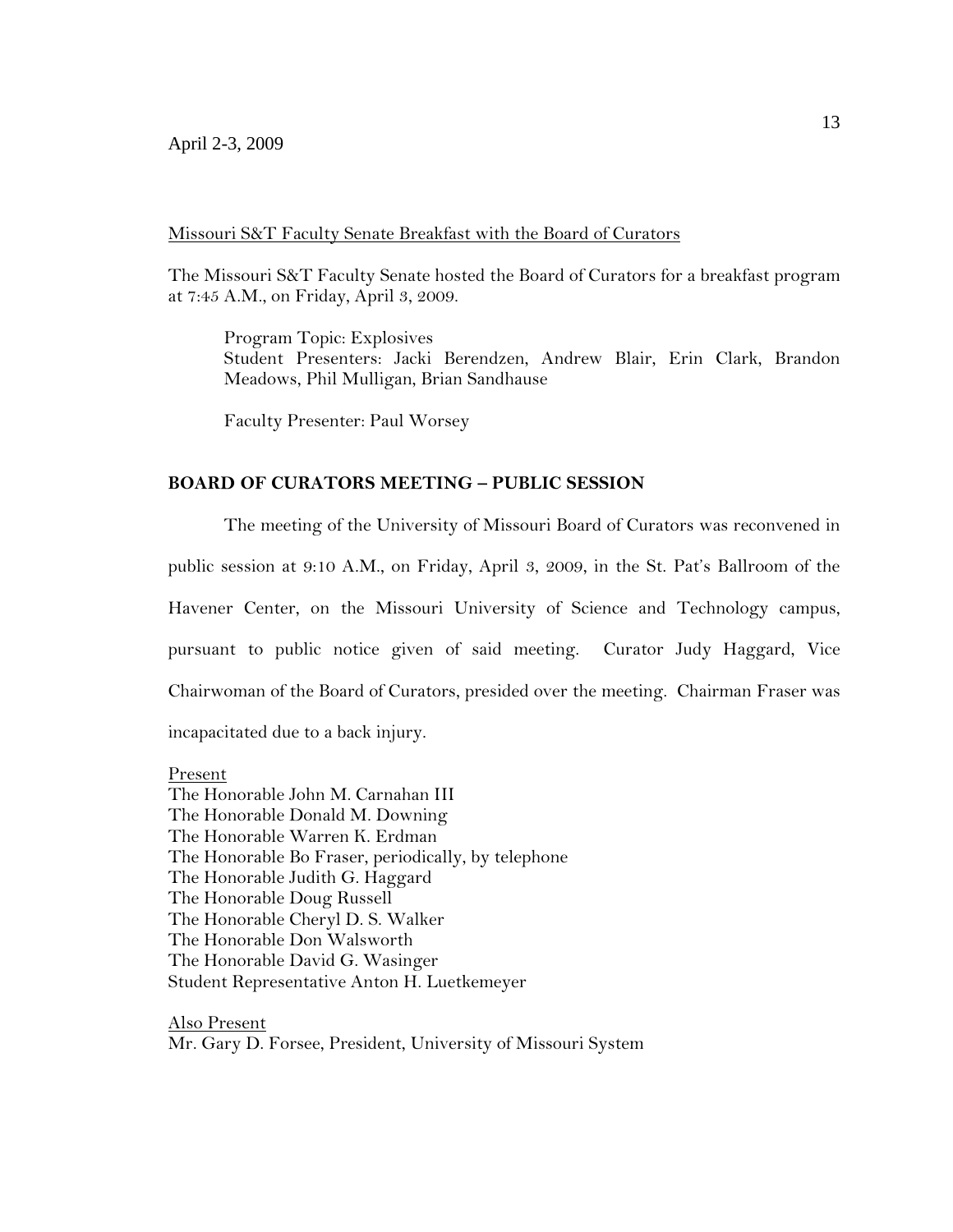April 2-3, 2009

Missouri S&T Faculty Senate Breakfast with the Board of Curators

The Missouri S&T Faculty Senate hosted the Board of Curators for a breakfast program at 7:45 A.M., on Friday, April 3, 2009.

> Program Topic: Explosives
> Student Presenters: Jacki Berendzen, Andrew Blair, Erin Clark, Brandon Meadows, Phil Mulligan, Brian Sandhause
>
> Faculty Presenter: Paul Worsey

**BOARD OF CURATORS MEETING – PUBLIC SESSION**

The meeting of the University of Missouri Board of Curators was reconvened in public session at 9:10 A.M., on Friday, April 3, 2009, in the St. Pat's Ballroom of the Havener Center, on the Missouri University of Science and Technology campus, pursuant to public notice given of said meeting. Curator Judy Haggard, Vice Chairwoman of the Board of Curators, presided over the meeting. Chairman Fraser was incapacitated due to a back injury.

Present
The Honorable John M. Carnahan III
The Honorable Donald M. Downing
The Honorable Warren K. Erdman
The Honorable Bo Fraser, periodically, by telephone
The Honorable Judith G. Haggard
The Honorable Doug Russell
The Honorable Cheryl D. S. Walker
The Honorable Don Walsworth
The Honorable David G. Wasinger
Student Representative Anton H. Luetkemeyer

Also Present
Mr. Gary D. Forsee, President, University of Missouri System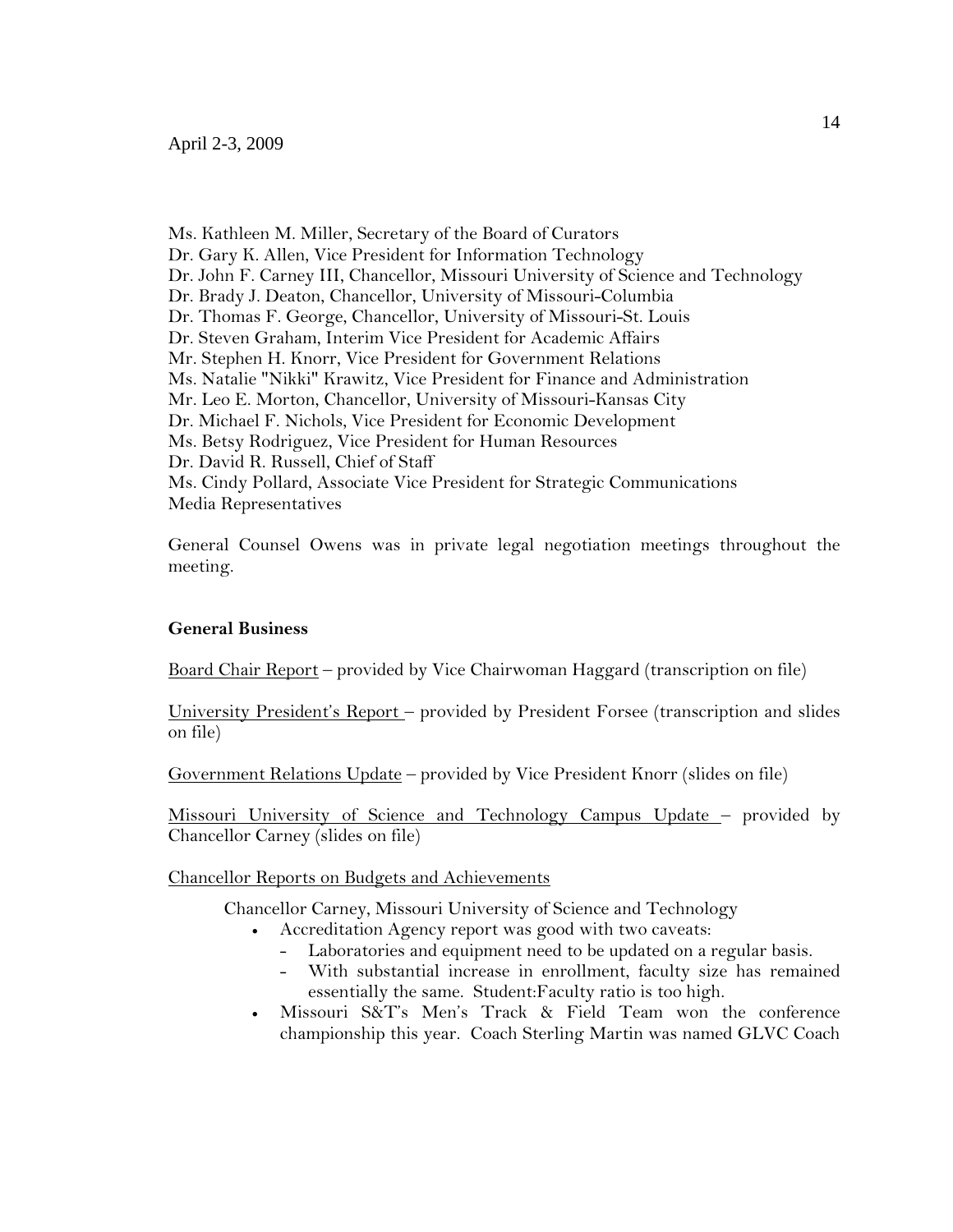Ms. Kathleen M. Miller, Secretary of the Board of Curators
Dr. Gary K. Allen, Vice President for Information Technology
Dr. John F. Carney III, Chancellor, Missouri University of Science and Technology
Dr. Brady J. Deaton, Chancellor, University of Missouri-Columbia
Dr. Thomas F. George, Chancellor, University of Missouri-St. Louis
Dr. Steven Graham, Interim Vice President for Academic Affairs
Mr. Stephen H. Knorr, Vice President for Government Relations
Ms. Natalie "Nikki" Krawitz, Vice President for Finance and Administration
Mr. Leo E. Morton, Chancellor, University of Missouri-Kansas City
Dr. Michael F. Nichols, Vice President for Economic Development
Ms. Betsy Rodriguez, Vice President for Human Resources
Dr. David R. Russell, Chief of Staff
Ms. Cindy Pollard, Associate Vice President for Strategic Communications
Media Representatives

General Counsel Owens was in private legal negotiation meetings throughout the meeting.

**General Business**

<u>Board Chair Report</u> – provided by Vice Chairwoman Haggard (transcription on file)

<u>University President's Report</u> – provided by President Forsee (transcription and slides on file)

<u>Government Relations Update</u> – provided by Vice President Knorr (slides on file)

<u>Missouri University of Science and Technology Campus Update</u> – provided by Chancellor Carney (slides on file)

<u>Chancellor Reports on Budgets and Achievements</u>

Chancellor Carney, Missouri University of Science and Technology

- Accreditation Agency report was good with two caveats:
  - Laboratories and equipment need to be updated on a regular basis.
  - With substantial increase in enrollment, faculty size has remained essentially the same. Student:Faculty ratio is too high.
- Missouri S&T's Men's Track & Field Team won the conference championship this year. Coach Sterling Martin was named GLVC Coach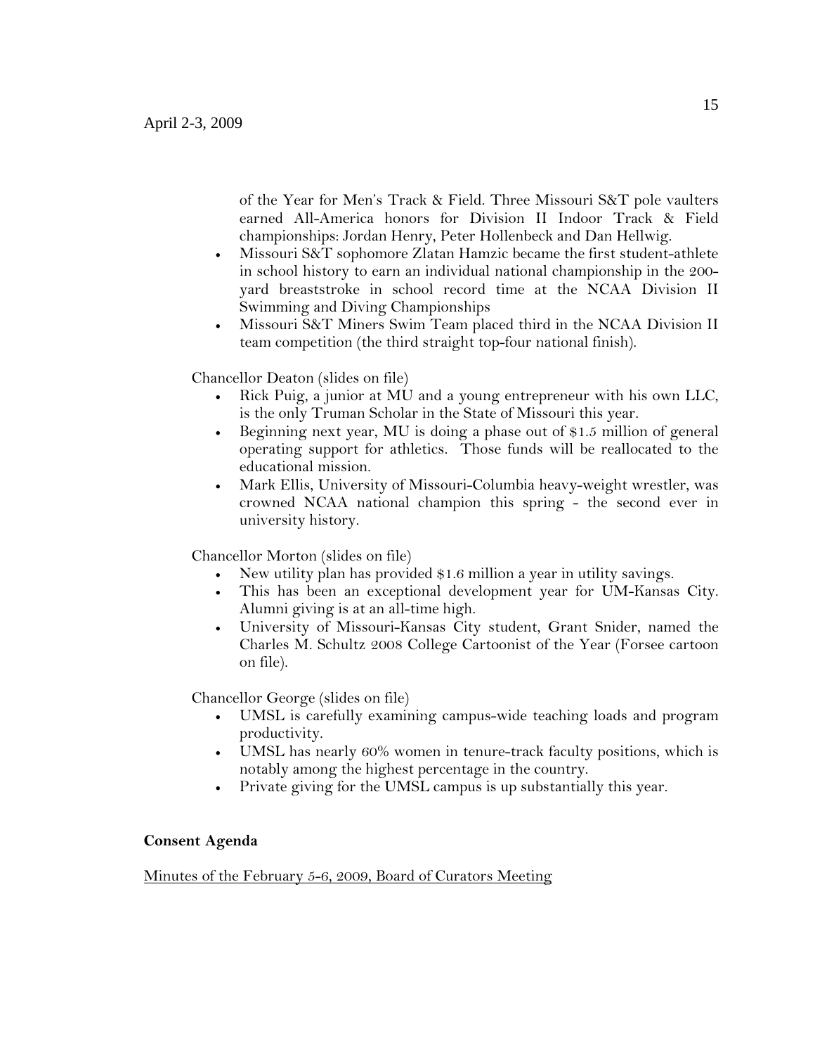of the Year for Men's Track & Field. Three Missouri S&T pole vaulters earned All-America honors for Division II Indoor Track & Field championships: Jordan Henry, Peter Hollenbeck and Dan Hellwig.

- Missouri S&T sophomore Zlatan Hamzic became the first student-athlete in school history to earn an individual national championship in the 200-yard breaststroke in school record time at the NCAA Division II Swimming and Diving Championships
- Missouri S&T Miners Swim Team placed third in the NCAA Division II team competition (the third straight top-four national finish).

Chancellor Deaton (slides on file)

- Rick Puig, a junior at MU and a young entrepreneur with his own LLC, is the only Truman Scholar in the State of Missouri this year.
- Beginning next year, MU is doing a phase out of $1.5 million of general operating support for athletics. Those funds will be reallocated to the educational mission.
- Mark Ellis, University of Missouri-Columbia heavy-weight wrestler, was crowned NCAA national champion this spring - the second ever in university history.

Chancellor Morton (slides on file)

- New utility plan has provided $1.6 million a year in utility savings.
- This has been an exceptional development year for UM-Kansas City. Alumni giving is at an all-time high.
- University of Missouri-Kansas City student, Grant Snider, named the Charles M. Schultz 2008 College Cartoonist of the Year (Forsee cartoon on file).

Chancellor George (slides on file)

- UMSL is carefully examining campus-wide teaching loads and program productivity.
- UMSL has nearly 60% women in tenure-track faculty positions, which is notably among the highest percentage in the country.
- Private giving for the UMSL campus is up substantially this year.

**Consent Agenda**

Minutes of the February 5-6, 2009, Board of Curators Meeting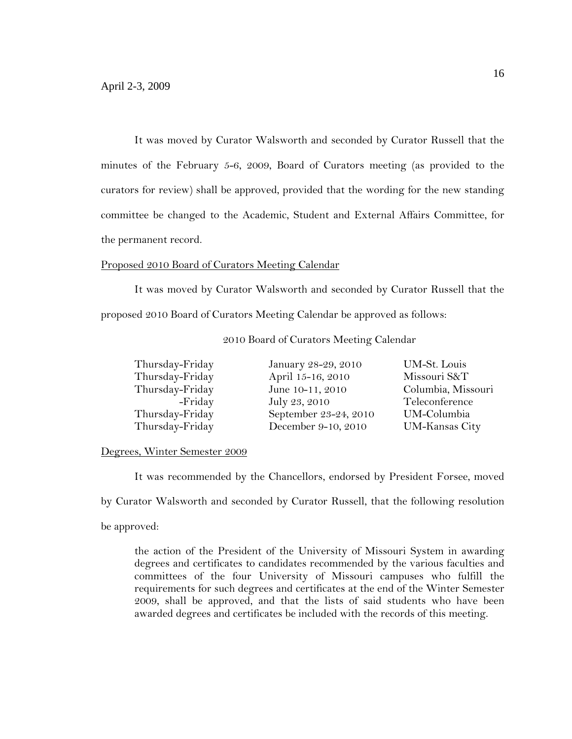April 2-3, 2009

It was moved by Curator Walsworth and seconded by Curator Russell that the minutes of the February 5-6, 2009, Board of Curators meeting (as provided to the curators for review) shall be approved, provided that the wording for the new standing committee be changed to the Academic, Student and External Affairs Committee, for the permanent record.

Proposed 2010 Board of Curators Meeting Calendar

It was moved by Curator Walsworth and seconded by Curator Russell that the proposed 2010 Board of Curators Meeting Calendar be approved as follows:

2010 Board of Curators Meeting Calendar

| | | |
|---|---|---|
| Thursday-Friday | January 28-29, 2010 | UM-St. Louis |
| Thursday-Friday | April 15-16, 2010 | Missouri S&T |
| Thursday-Friday | June 10-11, 2010 | Columbia, Missouri |
| -Friday | July 23, 2010 | Teleconference |
| Thursday-Friday | September 23-24, 2010 | UM-Columbia |
| Thursday-Friday | December 9-10, 2010 | UM-Kansas City |

Degrees, Winter Semester 2009

It was recommended by the Chancellors, endorsed by President Forsee, moved by Curator Walsworth and seconded by Curator Russell, that the following resolution be approved:

> the action of the President of the University of Missouri System in awarding degrees and certificates to candidates recommended by the various faculties and committees of the four University of Missouri campuses who fulfill the requirements for such degrees and certificates at the end of the Winter Semester 2009, shall be approved, and that the lists of said students who have been awarded degrees and certificates be included with the records of this meeting.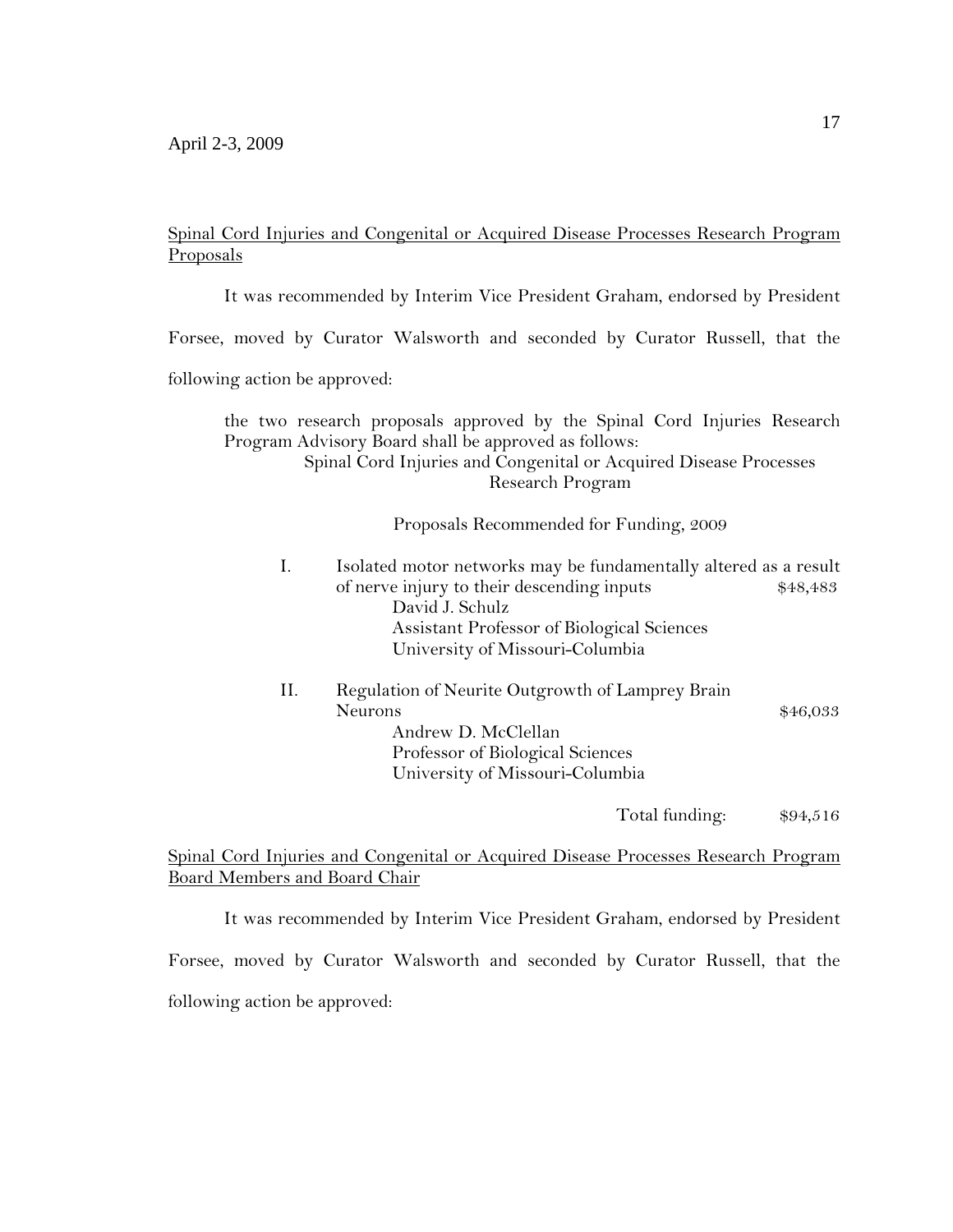April 2-3, 2009

<u>Spinal Cord Injuries and Congenital or Acquired Disease Processes Research Program Proposals</u>

It was recommended by Interim Vice President Graham, endorsed by President Forsee, moved by Curator Walsworth and seconded by Curator Russell, that the following action be approved:

> the two research proposals approved by the Spinal Cord Injuries Research Program Advisory Board shall be approved as follows:
>
> Spinal Cord Injuries and Congenital or Acquired Disease Processes Research Program
>
> Proposals Recommended for Funding, 2009
>
> I. Isolated motor networks may be fundamentally altered as a result of nerve injury to their descending inputs — $48,483
> David J. Schulz
> Assistant Professor of Biological Sciences
> University of Missouri-Columbia
>
> II. Regulation of Neurite Outgrowth of Lamprey Brain Neurons — $46,033
> Andrew D. McClellan
> Professor of Biological Sciences
> University of Missouri-Columbia
>
> Total funding: $94,516

<u>Spinal Cord Injuries and Congenital or Acquired Disease Processes Research Program Board Members and Board Chair</u>

It was recommended by Interim Vice President Graham, endorsed by President Forsee, moved by Curator Walsworth and seconded by Curator Russell, that the following action be approved: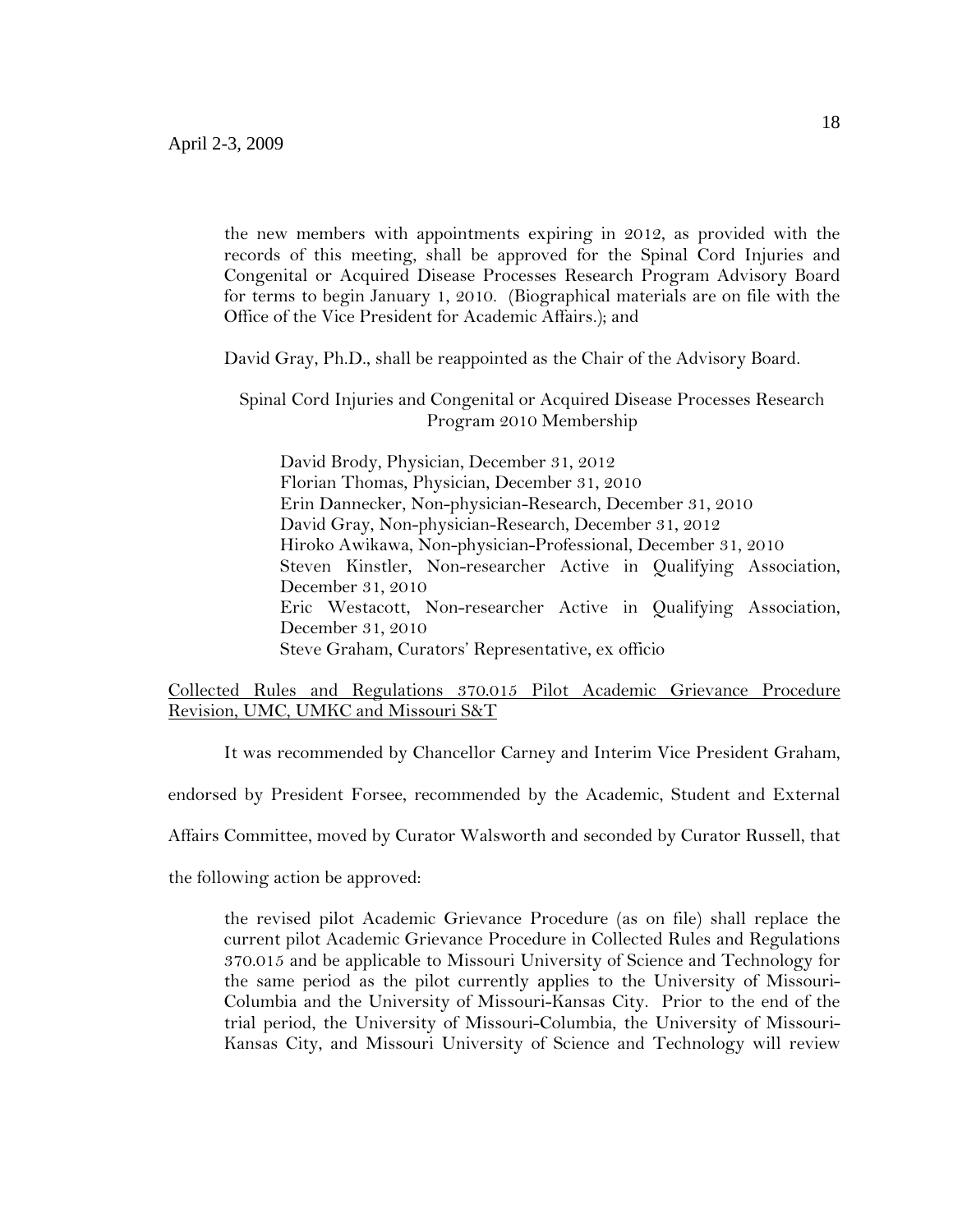the new members with appointments expiring in 2012, as provided with the records of this meeting, shall be approved for the Spinal Cord Injuries and Congenital or Acquired Disease Processes Research Program Advisory Board for terms to begin January 1, 2010. (Biographical materials are on file with the Office of the Vice President for Academic Affairs.); and

David Gray, Ph.D., shall be reappointed as the Chair of the Advisory Board.

Spinal Cord Injuries and Congenital or Acquired Disease Processes Research Program 2010 Membership

David Brody, Physician, December 31, 2012
Florian Thomas, Physician, December 31, 2010
Erin Dannecker, Non-physician-Research, December 31, 2010
David Gray, Non-physician-Research, December 31, 2012
Hiroko Awikawa, Non-physician-Professional, December 31, 2010
Steven Kinstler, Non-researcher Active in Qualifying Association, December 31, 2010
Eric Westacott, Non-researcher Active in Qualifying Association, December 31, 2010
Steve Graham, Curators' Representative, ex officio

Collected Rules and Regulations 370.015 Pilot Academic Grievance Procedure Revision, UMC, UMKC and Missouri S&T

It was recommended by Chancellor Carney and Interim Vice President Graham, endorsed by President Forsee, recommended by the Academic, Student and External Affairs Committee, moved by Curator Walsworth and seconded by Curator Russell, that the following action be approved:

the revised pilot Academic Grievance Procedure (as on file) shall replace the current pilot Academic Grievance Procedure in Collected Rules and Regulations 370.015 and be applicable to Missouri University of Science and Technology for the same period as the pilot currently applies to the University of Missouri-Columbia and the University of Missouri-Kansas City. Prior to the end of the trial period, the University of Missouri-Columbia, the University of Missouri-Kansas City, and Missouri University of Science and Technology will review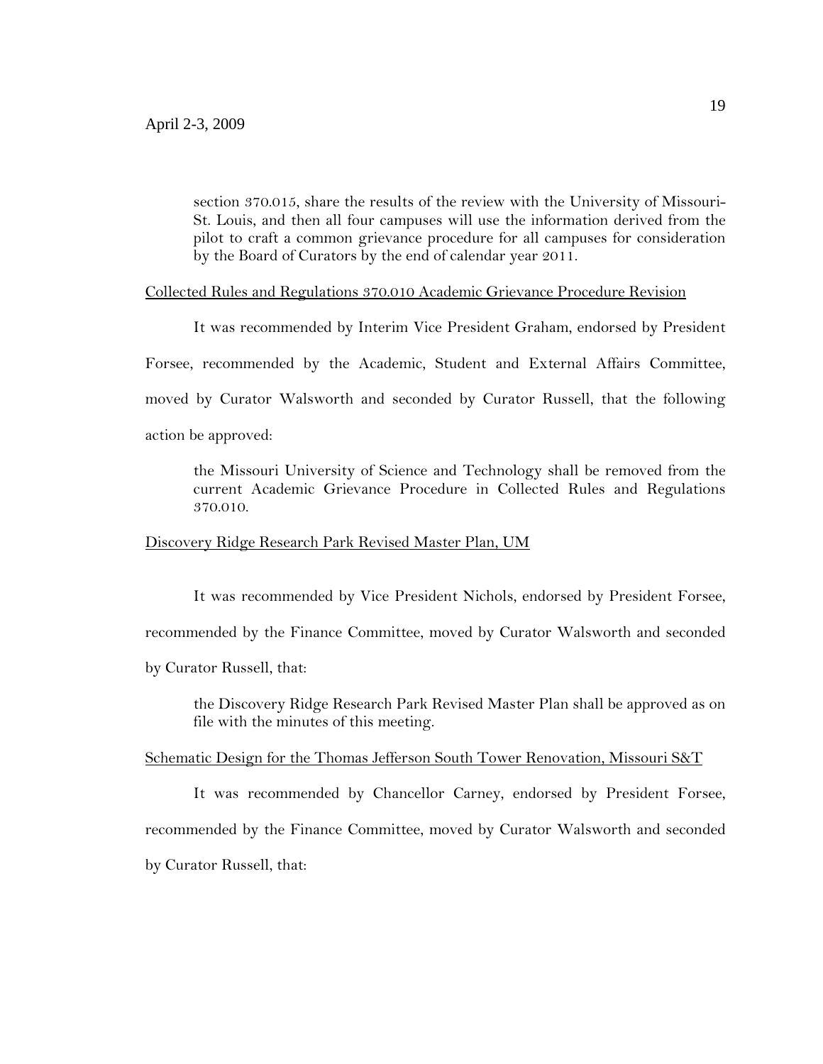section 370.015, share the results of the review with the University of Missouri-St. Louis, and then all four campuses will use the information derived from the pilot to craft a common grievance procedure for all campuses for consideration by the Board of Curators by the end of calendar year 2011.

Collected Rules and Regulations 370.010 Academic Grievance Procedure Revision

It was recommended by Interim Vice President Graham, endorsed by President Forsee, recommended by the Academic, Student and External Affairs Committee, moved by Curator Walsworth and seconded by Curator Russell, that the following action be approved:

> the Missouri University of Science and Technology shall be removed from the current Academic Grievance Procedure in Collected Rules and Regulations 370.010.

Discovery Ridge Research Park Revised Master Plan, UM

It was recommended by Vice President Nichols, endorsed by President Forsee, recommended by the Finance Committee, moved by Curator Walsworth and seconded by Curator Russell, that:

> the Discovery Ridge Research Park Revised Master Plan shall be approved as on file with the minutes of this meeting.

Schematic Design for the Thomas Jefferson South Tower Renovation, Missouri S&T

It was recommended by Chancellor Carney, endorsed by President Forsee, recommended by the Finance Committee, moved by Curator Walsworth and seconded by Curator Russell, that: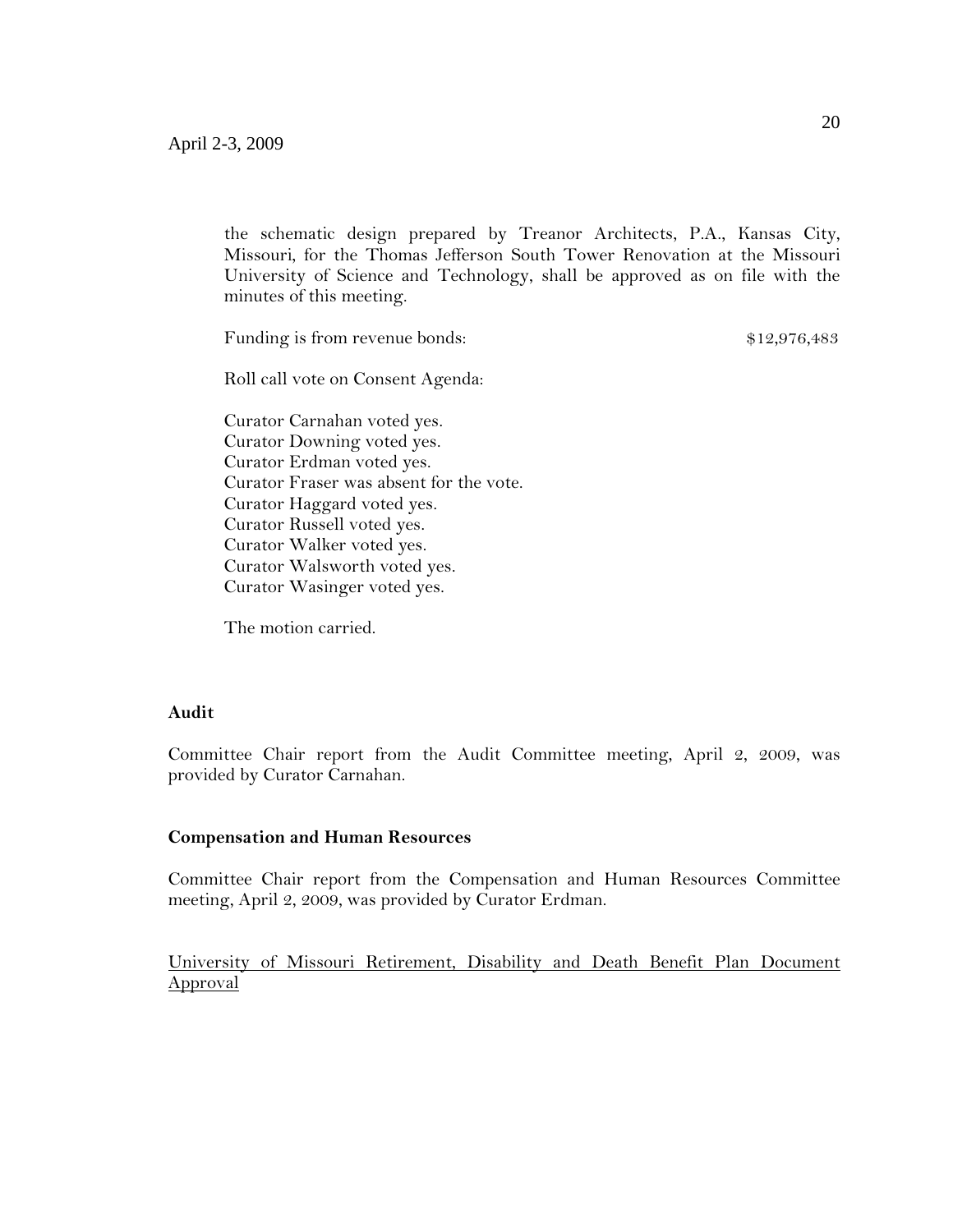the schematic design prepared by Treanor Architects, P.A., Kansas City, Missouri, for the Thomas Jefferson South Tower Renovation at the Missouri University of Science and Technology, shall be approved as on file with the minutes of this meeting.

Funding is from revenue bonds: $12,976,483

Roll call vote on Consent Agenda:

Curator Carnahan voted yes.
Curator Downing voted yes.
Curator Erdman voted yes.
Curator Fraser was absent for the vote.
Curator Haggard voted yes.
Curator Russell voted yes.
Curator Walker voted yes.
Curator Walsworth voted yes.
Curator Wasinger voted yes.

The motion carried.

**Audit**

Committee Chair report from the Audit Committee meeting, April 2, 2009, was provided by Curator Carnahan.

**Compensation and Human Resources**

Committee Chair report from the Compensation and Human Resources Committee meeting, April 2, 2009, was provided by Curator Erdman.

University of Missouri Retirement, Disability and Death Benefit Plan Document Approval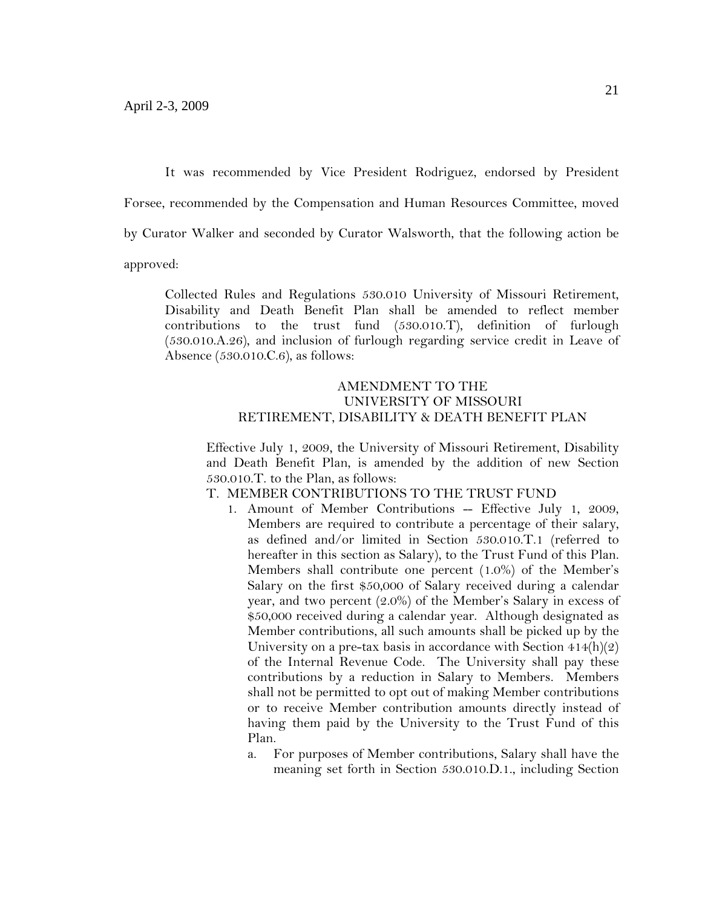It was recommended by Vice President Rodriguez, endorsed by President Forsee, recommended by the Compensation and Human Resources Committee, moved by Curator Walker and seconded by Curator Walsworth, that the following action be approved:

> Collected Rules and Regulations 530.010 University of Missouri Retirement, Disability and Death Benefit Plan shall be amended to reflect member contributions to the trust fund (530.010.T), definition of furlough (530.010.A.26), and inclusion of furlough regarding service credit in Leave of Absence (530.010.C.6), as follows:

AMENDMENT TO THE
UNIVERSITY OF MISSOURI
RETIREMENT, DISABILITY & DEATH BENEFIT PLAN

Effective July 1, 2009, the University of Missouri Retirement, Disability and Death Benefit Plan, is amended by the addition of new Section 530.010.T. to the Plan, as follows:

T. MEMBER CONTRIBUTIONS TO THE TRUST FUND

1. Amount of Member Contributions -- Effective July 1, 2009, Members are required to contribute a percentage of their salary, as defined and/or limited in Section 530.010.T.1 (referred to hereafter in this section as Salary), to the Trust Fund of this Plan. Members shall contribute one percent (1.0%) of the Member's Salary on the first $50,000 of Salary received during a calendar year, and two percent (2.0%) of the Member's Salary in excess of $50,000 received during a calendar year. Although designated as Member contributions, all such amounts shall be picked up by the University on a pre-tax basis in accordance with Section 414(h)(2) of the Internal Revenue Code. The University shall pay these contributions by a reduction in Salary to Members. Members shall not be permitted to opt out of making Member contributions or to receive Member contribution amounts directly instead of having them paid by the University to the Trust Fund of this Plan.
   a. For purposes of Member contributions, Salary shall have the meaning set forth in Section 530.010.D.1., including Section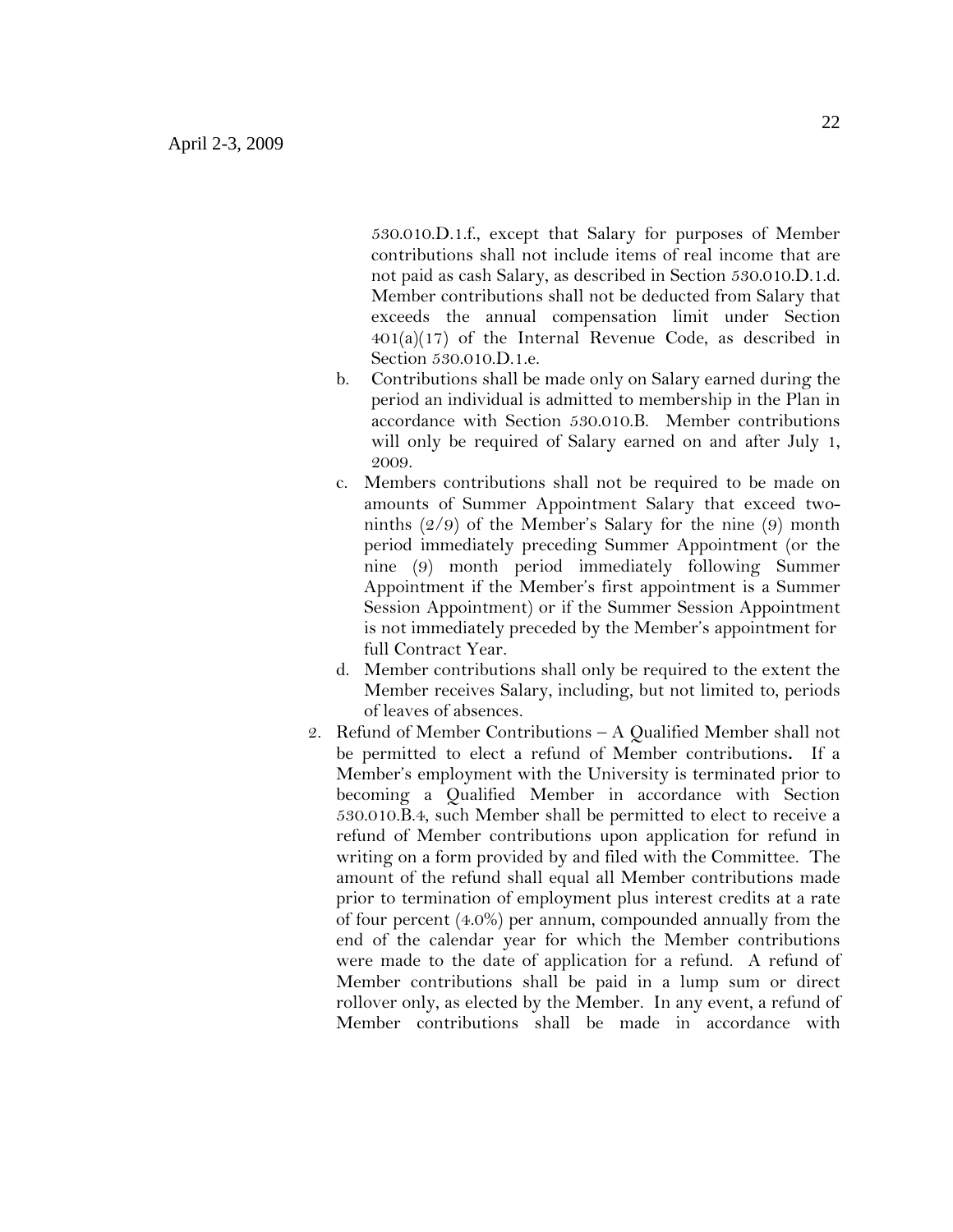530.010.D.1.f., except that Salary for purposes of Member contributions shall not include items of real income that are not paid as cash Salary, as described in Section 530.010.D.1.d. Member contributions shall not be deducted from Salary that exceeds the annual compensation limit under Section 401(a)(17) of the Internal Revenue Code, as described in Section 530.010.D.1.e.

b. Contributions shall be made only on Salary earned during the period an individual is admitted to membership in the Plan in accordance with Section 530.010.B. Member contributions will only be required of Salary earned on and after July 1, 2009.

c. Members contributions shall not be required to be made on amounts of Summer Appointment Salary that exceed two-ninths (2/9) of the Member's Salary for the nine (9) month period immediately preceding Summer Appointment (or the nine (9) month period immediately following Summer Appointment if the Member's first appointment is a Summer Session Appointment) or if the Summer Session Appointment is not immediately preceded by the Member's appointment for full Contract Year.

d. Member contributions shall only be required to the extent the Member receives Salary, including, but not limited to, periods of leaves of absences.

2. Refund of Member Contributions – A Qualified Member shall not be permitted to elect a refund of Member contributions**.** If a Member's employment with the University is terminated prior to becoming a Qualified Member in accordance with Section 530.010.B.4, such Member shall be permitted to elect to receive a refund of Member contributions upon application for refund in writing on a form provided by and filed with the Committee. The amount of the refund shall equal all Member contributions made prior to termination of employment plus interest credits at a rate of four percent (4.0%) per annum, compounded annually from the end of the calendar year for which the Member contributions were made to the date of application for a refund. A refund of Member contributions shall be paid in a lump sum or direct rollover only, as elected by the Member. In any event, a refund of Member contributions shall be made in accordance with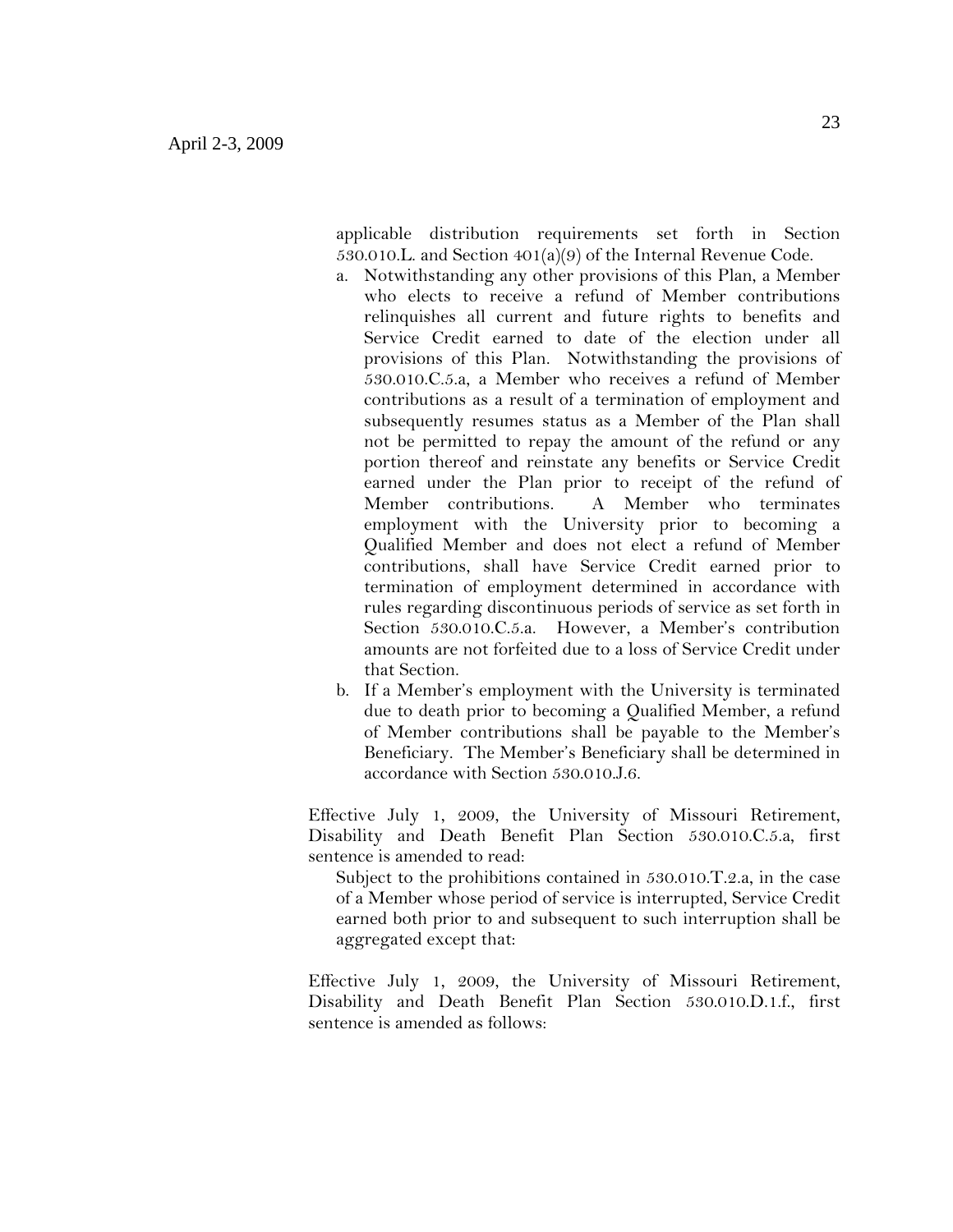applicable distribution requirements set forth in Section 530.010.L. and Section 401(a)(9) of the Internal Revenue Code.

a. Notwithstanding any other provisions of this Plan, a Member who elects to receive a refund of Member contributions relinquishes all current and future rights to benefits and Service Credit earned to date of the election under all provisions of this Plan. Notwithstanding the provisions of 530.010.C.5.a, a Member who receives a refund of Member contributions as a result of a termination of employment and subsequently resumes status as a Member of the Plan shall not be permitted to repay the amount of the refund or any portion thereof and reinstate any benefits or Service Credit earned under the Plan prior to receipt of the refund of Member contributions. A Member who terminates employment with the University prior to becoming a Qualified Member and does not elect a refund of Member contributions, shall have Service Credit earned prior to termination of employment determined in accordance with rules regarding discontinuous periods of service as set forth in Section 530.010.C.5.a. However, a Member's contribution amounts are not forfeited due to a loss of Service Credit under that Section.
b. If a Member's employment with the University is terminated due to death prior to becoming a Qualified Member, a refund of Member contributions shall be payable to the Member's Beneficiary. The Member's Beneficiary shall be determined in accordance with Section 530.010.J.6.

Effective July 1, 2009, the University of Missouri Retirement, Disability and Death Benefit Plan Section 530.010.C.5.a, first sentence is amended to read:

Subject to the prohibitions contained in 530.010.T.2.a, in the case of a Member whose period of service is interrupted, Service Credit earned both prior to and subsequent to such interruption shall be aggregated except that:

Effective July 1, 2009, the University of Missouri Retirement, Disability and Death Benefit Plan Section 530.010.D.1.f., first sentence is amended as follows: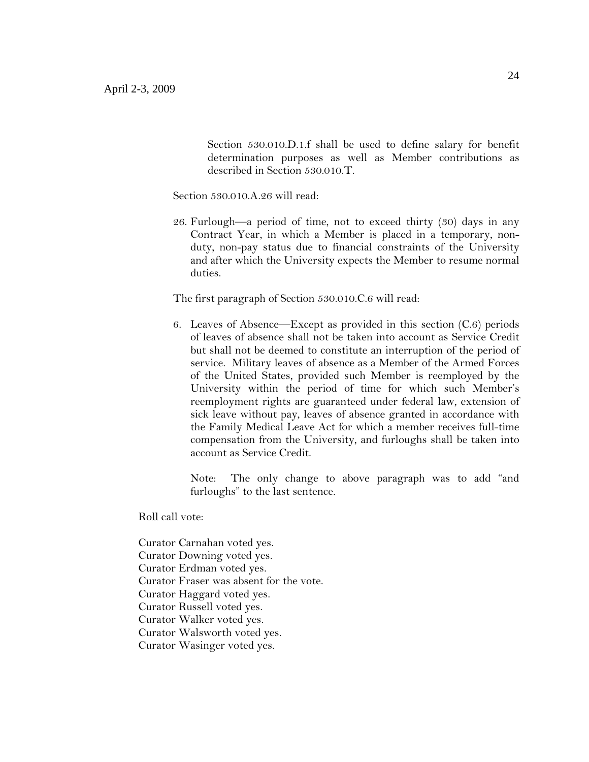Section 530.010.D.1.f shall be used to define salary for benefit determination purposes as well as Member contributions as described in Section 530.010.T.

Section 530.010.A.26 will read:

26. Furlough—a period of time, not to exceed thirty (30) days in any Contract Year, in which a Member is placed in a temporary, non-duty, non-pay status due to financial constraints of the University and after which the University expects the Member to resume normal duties.

The first paragraph of Section 530.010.C.6 will read:

6. Leaves of Absence—Except as provided in this section (C.6) periods of leaves of absence shall not be taken into account as Service Credit but shall not be deemed to constitute an interruption of the period of service. Military leaves of absence as a Member of the Armed Forces of the United States, provided such Member is reemployed by the University within the period of time for which such Member's reemployment rights are guaranteed under federal law, extension of sick leave without pay, leaves of absence granted in accordance with the Family Medical Leave Act for which a member receives full-time compensation from the University, and furloughs shall be taken into account as Service Credit.

   Note: The only change to above paragraph was to add "and furloughs" to the last sentence.

Roll call vote:

Curator Carnahan voted yes.  
Curator Downing voted yes.  
Curator Erdman voted yes.  
Curator Fraser was absent for the vote.  
Curator Haggard voted yes.  
Curator Russell voted yes.  
Curator Walker voted yes.  
Curator Walsworth voted yes.  
Curator Wasinger voted yes.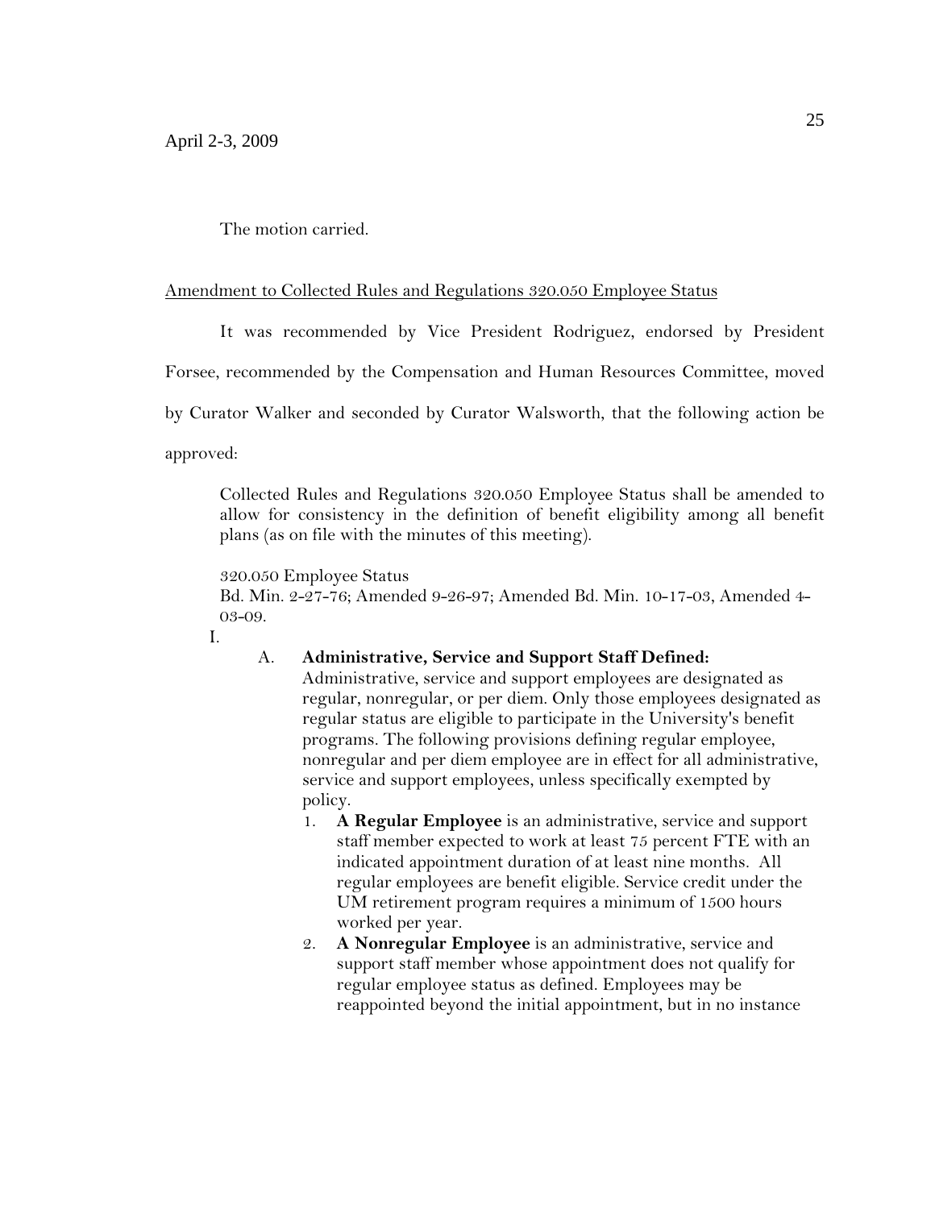April 2-3, 2009

The motion carried.

Amendment to Collected Rules and Regulations 320.050 Employee Status

It was recommended by Vice President Rodriguez, endorsed by President Forsee, recommended by the Compensation and Human Resources Committee, moved by Curator Walker and seconded by Curator Walsworth, that the following action be approved:

> Collected Rules and Regulations 320.050 Employee Status shall be amended to allow for consistency in the definition of benefit eligibility among all benefit plans (as on file with the minutes of this meeting).
>
> 320.050 Employee Status
> Bd. Min. 2-27-76; Amended 9-26-97; Amended Bd. Min. 10-17-03, Amended 4-03-09.

I.

A. **Administrative, Service and Support Staff Defined:** Administrative, service and support employees are designated as regular, nonregular, or per diem. Only those employees designated as regular status are eligible to participate in the University's benefit programs. The following provisions defining regular employee, nonregular and per diem employee are in effect for all administrative, service and support employees, unless specifically exempted by policy.

1. **A Regular Employee** is an administrative, service and support staff member expected to work at least 75 percent FTE with an indicated appointment duration of at least nine months. All regular employees are benefit eligible. Service credit under the UM retirement program requires a minimum of 1500 hours worked per year.
2. **A Nonregular Employee** is an administrative, service and support staff member whose appointment does not qualify for regular employee status as defined. Employees may be reappointed beyond the initial appointment, but in no instance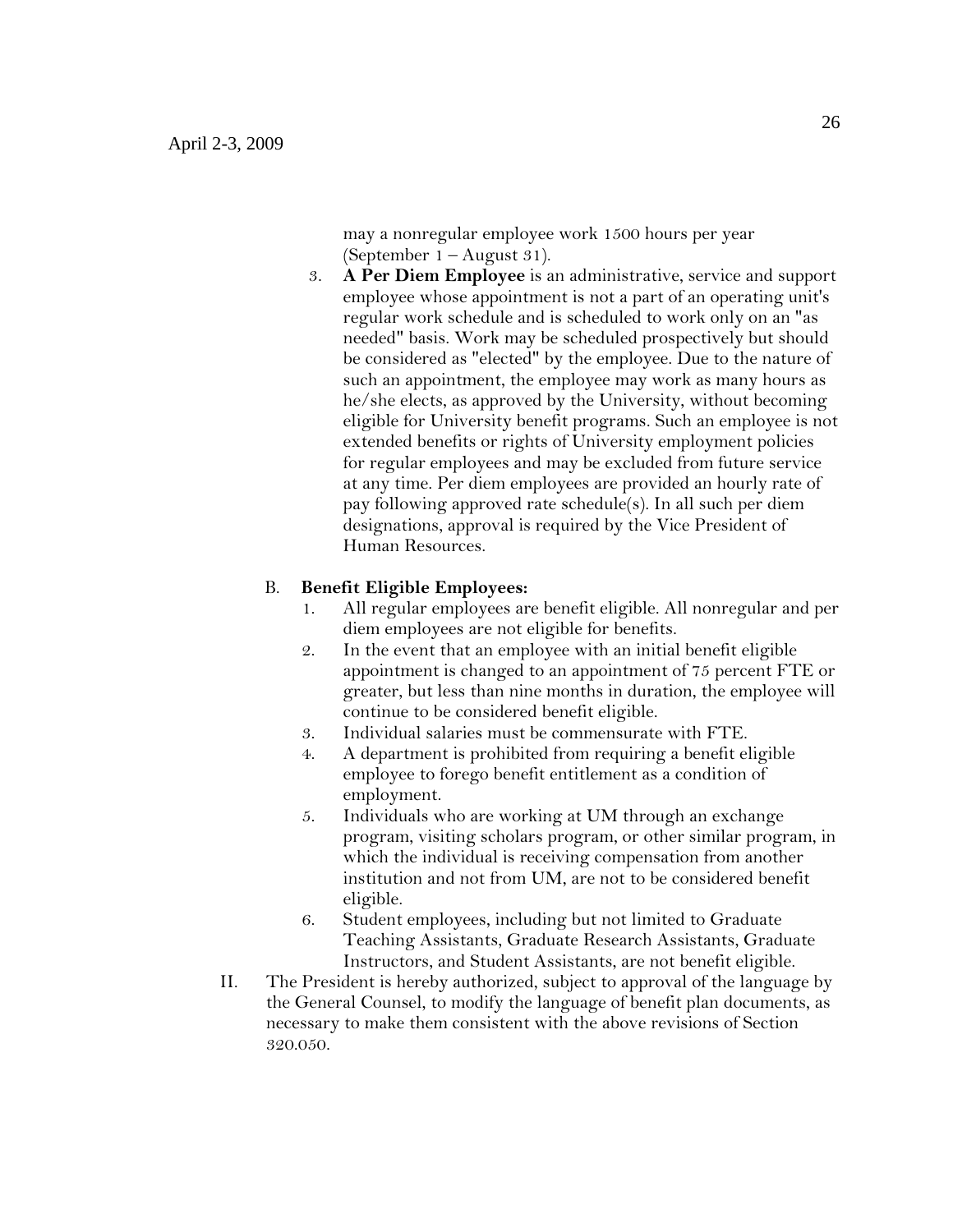may a nonregular employee work 1500 hours per year (September 1 – August 31).

3. **A Per Diem Employee** is an administrative, service and support employee whose appointment is not a part of an operating unit's regular work schedule and is scheduled to work only on an "as needed" basis. Work may be scheduled prospectively but should be considered as "elected" by the employee. Due to the nature of such an appointment, the employee may work as many hours as he/she elects, as approved by the University, without becoming eligible for University benefit programs. Such an employee is not extended benefits or rights of University employment policies for regular employees and may be excluded from future service at any time. Per diem employees are provided an hourly rate of pay following approved rate schedule(s). In all such per diem designations, approval is required by the Vice President of Human Resources.

B. **Benefit Eligible Employees:**

1. All regular employees are benefit eligible. All nonregular and per diem employees are not eligible for benefits.
2. In the event that an employee with an initial benefit eligible appointment is changed to an appointment of 75 percent FTE or greater, but less than nine months in duration, the employee will continue to be considered benefit eligible.
3. Individual salaries must be commensurate with FTE.
4. A department is prohibited from requiring a benefit eligible employee to forego benefit entitlement as a condition of employment.
5. Individuals who are working at UM through an exchange program, visiting scholars program, or other similar program, in which the individual is receiving compensation from another institution and not from UM, are not to be considered benefit eligible.
6. Student employees, including but not limited to Graduate Teaching Assistants, Graduate Research Assistants, Graduate Instructors, and Student Assistants, are not benefit eligible.

II. The President is hereby authorized, subject to approval of the language by the General Counsel, to modify the language of benefit plan documents, as necessary to make them consistent with the above revisions of Section 320.050.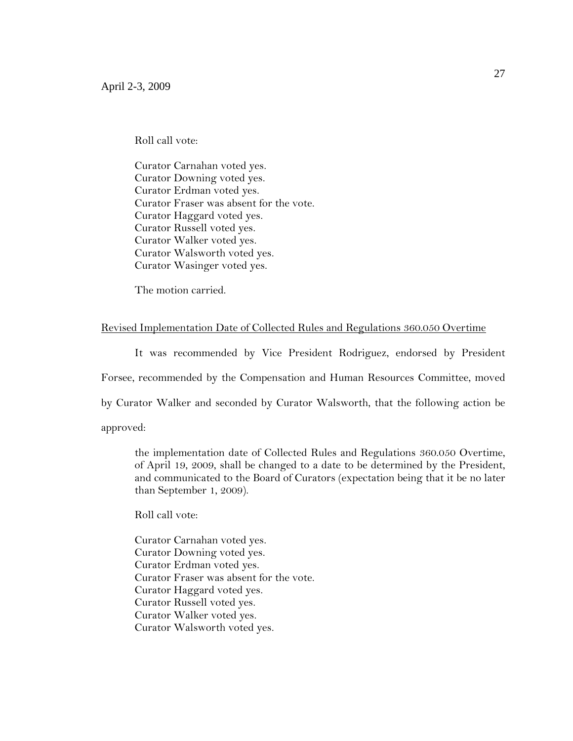Roll call vote:

Curator Carnahan voted yes.
Curator Downing voted yes.
Curator Erdman voted yes.
Curator Fraser was absent for the vote.
Curator Haggard voted yes.
Curator Russell voted yes.
Curator Walker voted yes.
Curator Walsworth voted yes.
Curator Wasinger voted yes.

The motion carried.

<u>Revised Implementation Date of Collected Rules and Regulations 360.050 Overtime</u>

It was recommended by Vice President Rodriguez, endorsed by President Forsee, recommended by the Compensation and Human Resources Committee, moved by Curator Walker and seconded by Curator Walsworth, that the following action be approved:

> the implementation date of Collected Rules and Regulations 360.050 Overtime, of April 19, 2009, shall be changed to a date to be determined by the President, and communicated to the Board of Curators (expectation being that it be no later than September 1, 2009).

Roll call vote:

Curator Carnahan voted yes.
Curator Downing voted yes.
Curator Erdman voted yes.
Curator Fraser was absent for the vote.
Curator Haggard voted yes.
Curator Russell voted yes.
Curator Walker voted yes.
Curator Walsworth voted yes.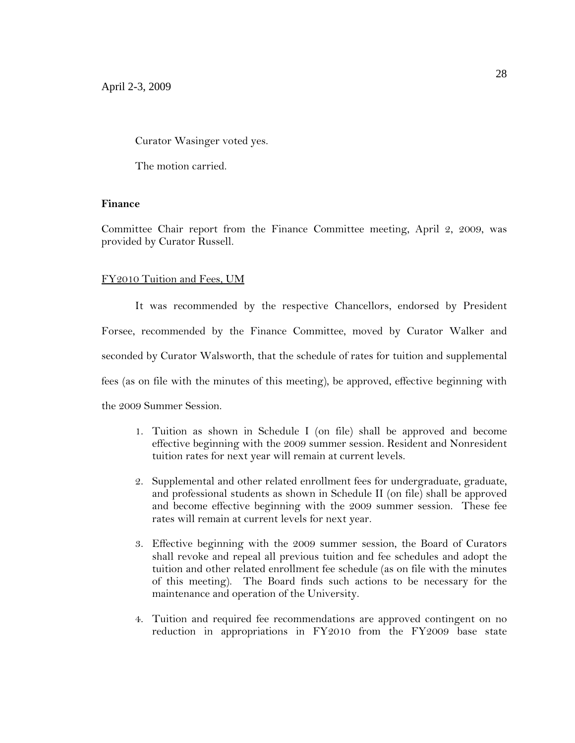Curator Wasinger voted yes.

The motion carried.

**Finance**

Committee Chair report from the Finance Committee meeting, April 2, 2009, was provided by Curator Russell.

FY2010 Tuition and Fees, UM

It was recommended by the respective Chancellors, endorsed by President Forsee, recommended by the Finance Committee, moved by Curator Walker and seconded by Curator Walsworth, that the schedule of rates for tuition and supplemental fees (as on file with the minutes of this meeting), be approved, effective beginning with the 2009 Summer Session.

1. Tuition as shown in Schedule I (on file) shall be approved and become effective beginning with the 2009 summer session. Resident and Nonresident tuition rates for next year will remain at current levels.

2. Supplemental and other related enrollment fees for undergraduate, graduate, and professional students as shown in Schedule II (on file) shall be approved and become effective beginning with the 2009 summer session. These fee rates will remain at current levels for next year.

3. Effective beginning with the 2009 summer session, the Board of Curators shall revoke and repeal all previous tuition and fee schedules and adopt the tuition and other related enrollment fee schedule (as on file with the minutes of this meeting). The Board finds such actions to be necessary for the maintenance and operation of the University.

4. Tuition and required fee recommendations are approved contingent on no reduction in appropriations in FY2010 from the FY2009 base state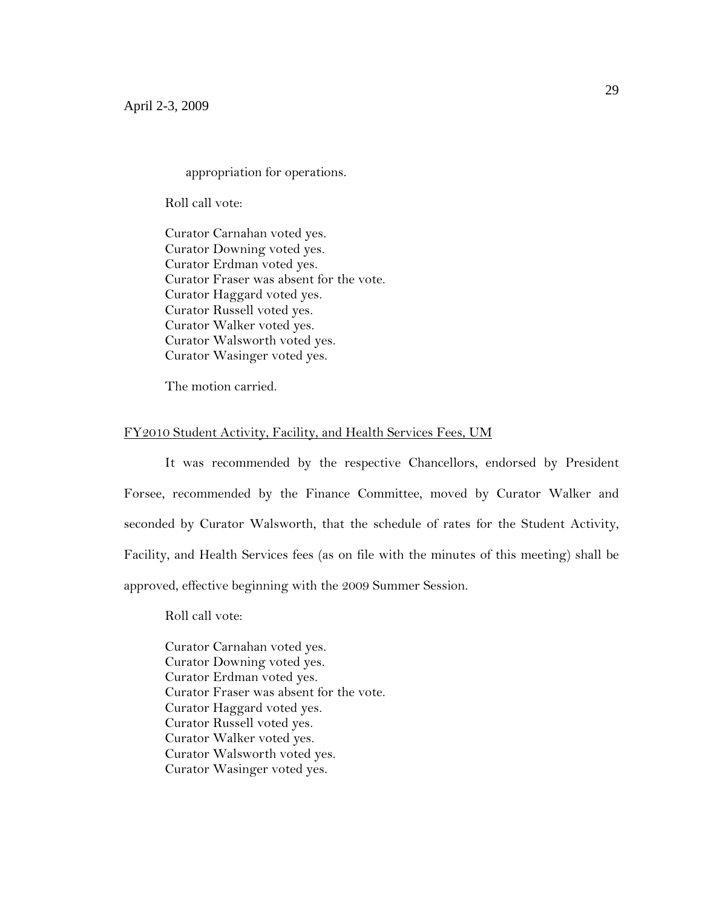appropriation for operations.

Roll call vote:

Curator Carnahan voted yes.
Curator Downing voted yes.
Curator Erdman voted yes.
Curator Fraser was absent for the vote.
Curator Haggard voted yes.
Curator Russell voted yes.
Curator Walker voted yes.
Curator Walsworth voted yes.
Curator Wasinger voted yes.

The motion carried.

FY2010 Student Activity, Facility, and Health Services Fees, UM

It was recommended by the respective Chancellors, endorsed by President Forsee, recommended by the Finance Committee, moved by Curator Walker and seconded by Curator Walsworth, that the schedule of rates for the Student Activity, Facility, and Health Services fees (as on file with the minutes of this meeting) shall be approved, effective beginning with the 2009 Summer Session.

Roll call vote:

Curator Carnahan voted yes.
Curator Downing voted yes.
Curator Erdman voted yes.
Curator Fraser was absent for the vote.
Curator Haggard voted yes.
Curator Russell voted yes.
Curator Walker voted yes.
Curator Walsworth voted yes.
Curator Wasinger voted yes.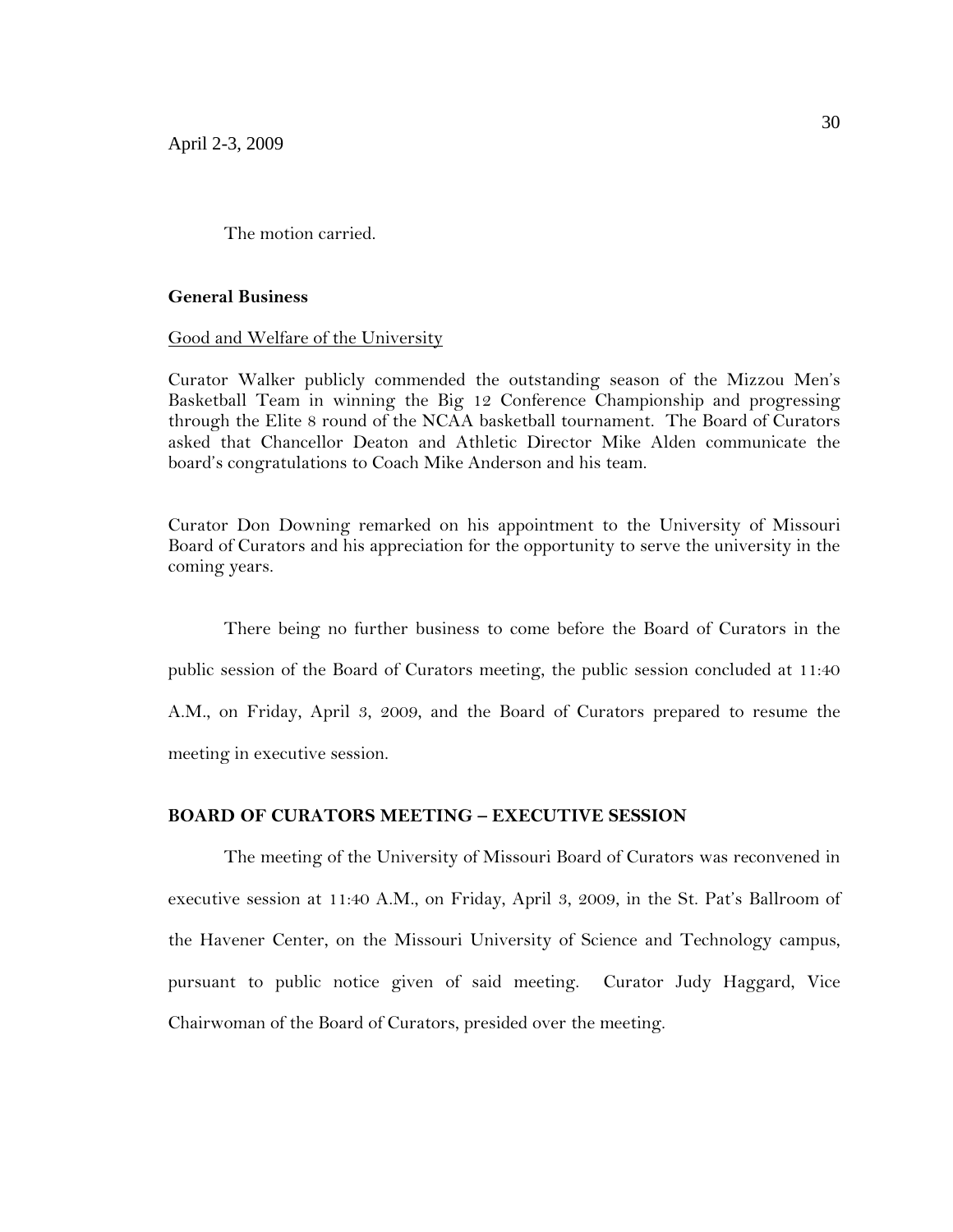The motion carried.

**General Business**

Good and Welfare of the University

Curator Walker publicly commended the outstanding season of the Mizzou Men's Basketball Team in winning the Big 12 Conference Championship and progressing through the Elite 8 round of the NCAA basketball tournament. The Board of Curators asked that Chancellor Deaton and Athletic Director Mike Alden communicate the board's congratulations to Coach Mike Anderson and his team.

Curator Don Downing remarked on his appointment to the University of Missouri Board of Curators and his appreciation for the opportunity to serve the university in the coming years.

There being no further business to come before the Board of Curators in the public session of the Board of Curators meeting, the public session concluded at 11:40 A.M., on Friday, April 3, 2009, and the Board of Curators prepared to resume the meeting in executive session.

**BOARD OF CURATORS MEETING – EXECUTIVE SESSION**

The meeting of the University of Missouri Board of Curators was reconvened in executive session at 11:40 A.M., on Friday, April 3, 2009, in the St. Pat's Ballroom of the Havener Center, on the Missouri University of Science and Technology campus, pursuant to public notice given of said meeting. Curator Judy Haggard, Vice Chairwoman of the Board of Curators, presided over the meeting.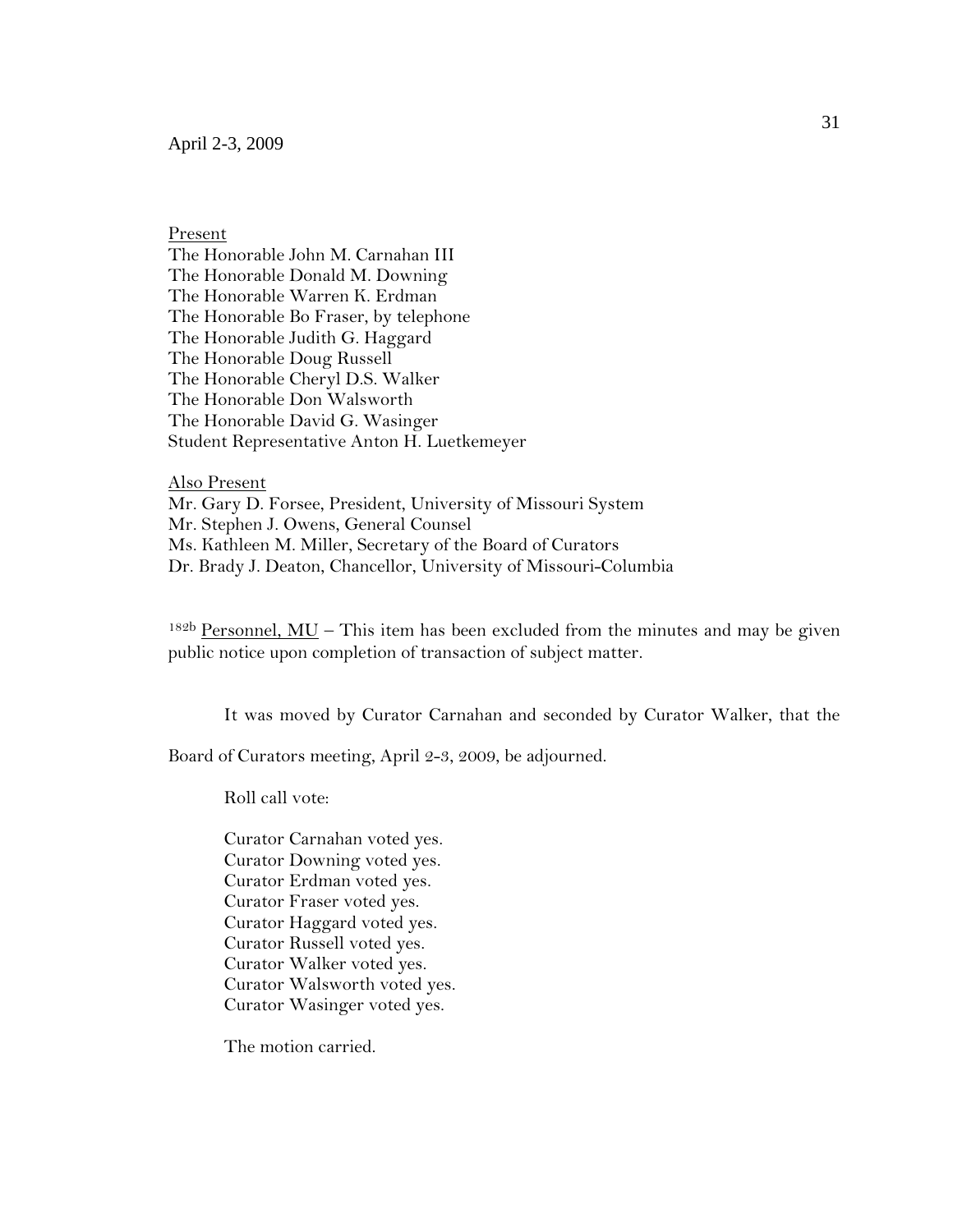April 2-3, 2009

<u>Present</u>
The Honorable John M. Carnahan III
The Honorable Donald M. Downing
The Honorable Warren K. Erdman
The Honorable Bo Fraser, by telephone
The Honorable Judith G. Haggard
The Honorable Doug Russell
The Honorable Cheryl D.S. Walker
The Honorable Don Walsworth
The Honorable David G. Wasinger
Student Representative Anton H. Luetkemeyer

<u>Also Present</u>
Mr. Gary D. Forsee, President, University of Missouri System
Mr. Stephen J. Owens, General Counsel
Ms. Kathleen M. Miller, Secretary of the Board of Curators
Dr. Brady J. Deaton, Chancellor, University of Missouri-Columbia

182b <u>Personnel, MU</u> – This item has been excluded from the minutes and may be given public notice upon completion of transaction of subject matter.

It was moved by Curator Carnahan and seconded by Curator Walker, that the Board of Curators meeting, April 2-3, 2009, be adjourned.

Roll call vote:

Curator Carnahan voted yes.
Curator Downing voted yes.
Curator Erdman voted yes.
Curator Fraser voted yes.
Curator Haggard voted yes.
Curator Russell voted yes.
Curator Walker voted yes.
Curator Walsworth voted yes.
Curator Wasinger voted yes.

The motion carried.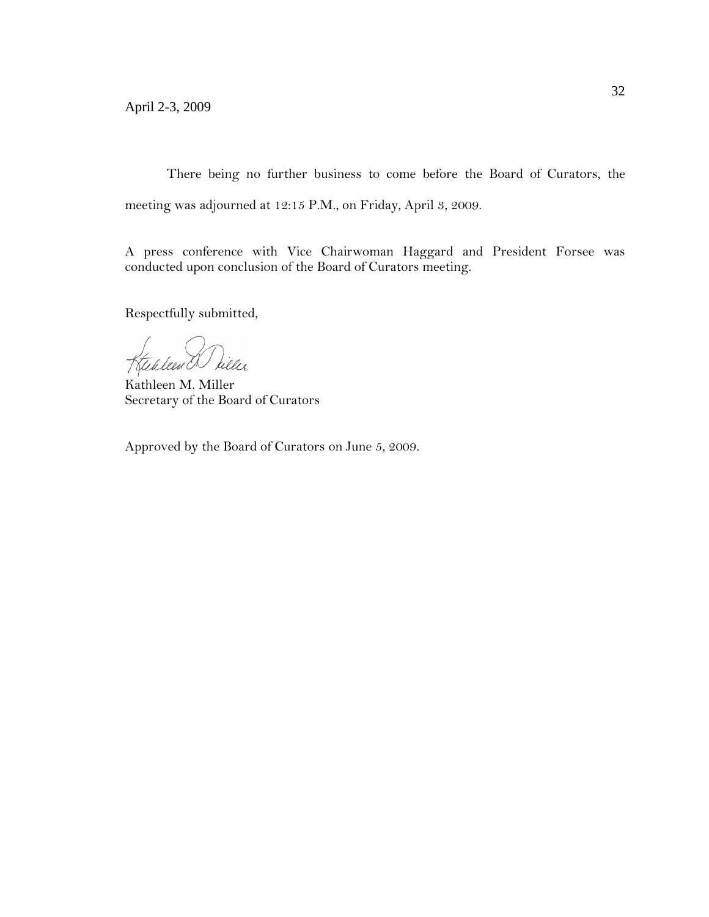There being no further business to come before the Board of Curators, the meeting was adjourned at 12:15 P.M., on Friday, April 3, 2009.

A press conference with Vice Chairwoman Haggard and President Forsee was conducted upon conclusion of the Board of Curators meeting.

Respectfully submitted,

Kathleen M. Miller
Secretary of the Board of Curators

Approved by the Board of Curators on June 5, 2009.